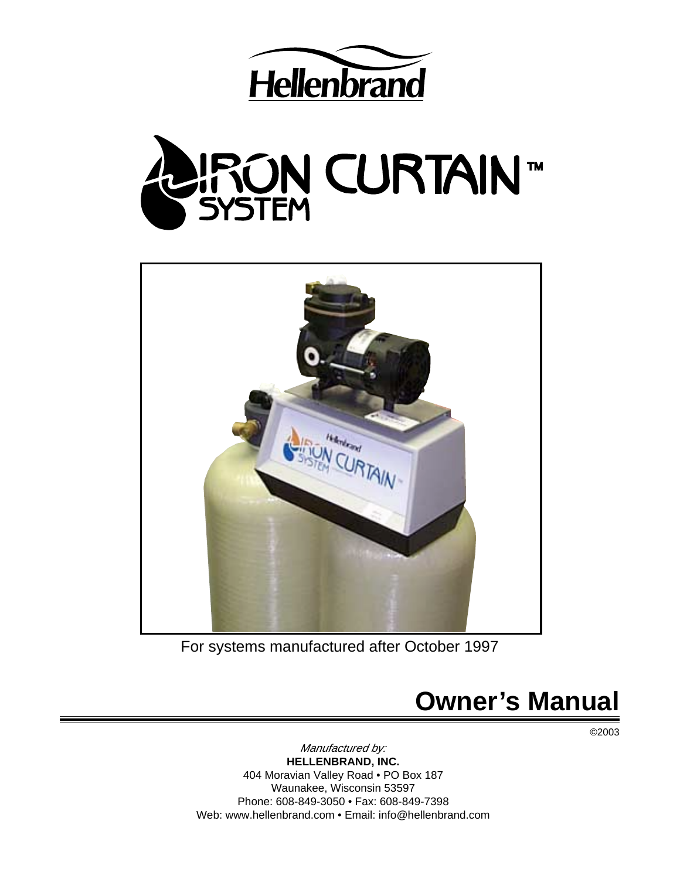# Hellenbrand

# IRON CURTAIN™ SYSTEM

For systems manufactured after October 1997

## Owner's Manual

©2003

*Manufactured by:*
**HELLENBRAND, INC.**
404 Moravian Valley Road • PO Box 187
Waunakee, Wisconsin 53597
Phone: 608-849-3050 • Fax: 608-849-7398
Web: www.hellenbrand.com • Email: info@hellenbrand.com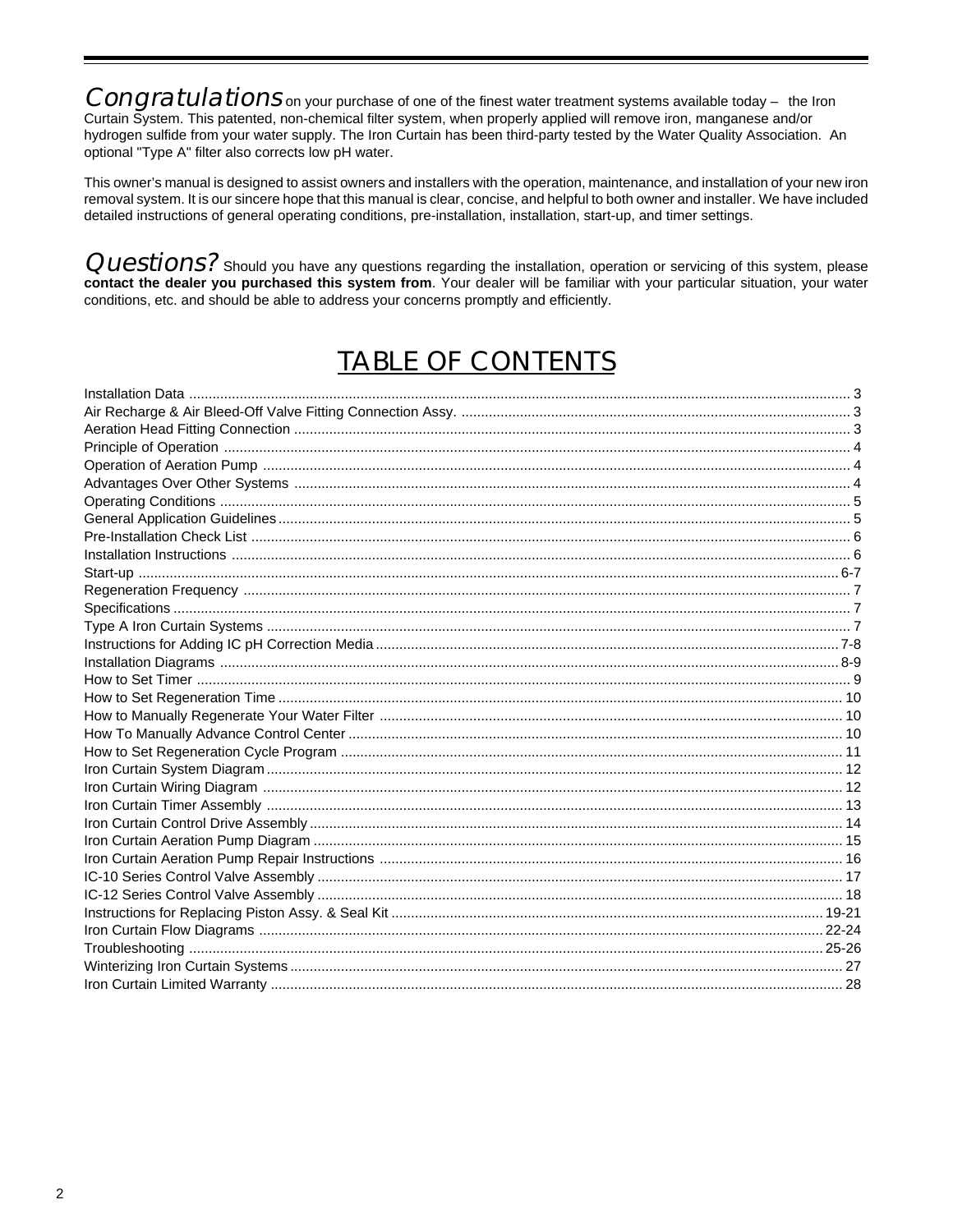**Congratulations** on your purchase of one of the finest water treatment systems available today – the Iron Curtain System. This patented, non-chemical filter system, when properly applied will remove iron, manganese and/or hydrogen sulfide from your water supply. The Iron Curtain has been third-party tested by the Water Quality Association. An optional "Type A" filter also corrects low pH water.

This owner's manual is designed to assist owners and installers with the operation, maintenance, and installation of your new iron removal system. It is our sincere hope that this manual is clear, concise, and helpful to both owner and installer. We have included detailed instructions of general operating conditions, pre-installation, installation, start-up, and timer settings.

**Questions?** Should you have any questions regarding the installation, operation or servicing of this system, please **contact the dealer you purchased this system from**. Your dealer will be familiar with your particular situation, your water conditions, etc. and should be able to address your concerns promptly and efficiently.

# TABLE OF CONTENTS

| | |
|---|---|
| Installation Data | 3 |
| Air Recharge & Air Bleed-Off Valve Fitting Connection Assy. | 3 |
| Aeration Head Fitting Connection | 3 |
| Principle of Operation | 4 |
| Operation of Aeration Pump | 4 |
| Advantages Over Other Systems | 4 |
| Operating Conditions | 5 |
| General Application Guidelines | 5 |
| Pre-Installation Check List | 6 |
| Installation Instructions | 6 |
| Start-up | 6-7 |
| Regeneration Frequency | 7 |
| Specifications | 7 |
| Type A Iron Curtain Systems | 7 |
| Instructions for Adding IC pH Correction Media | 7-8 |
| Installation Diagrams | 8-9 |
| How to Set Timer | 9 |
| How to Set Regeneration Time | 10 |
| How to Manually Regenerate Your Water Filter | 10 |
| How To Manually Advance Control Center | 10 |
| How to Set Regeneration Cycle Program | 11 |
| Iron Curtain System Diagram | 12 |
| Iron Curtain Wiring Diagram | 12 |
| Iron Curtain Timer Assembly | 13 |
| Iron Curtain Control Drive Assembly | 14 |
| Iron Curtain Aeration Pump Diagram | 15 |
| Iron Curtain Aeration Pump Repair Instructions | 16 |
| IC-10 Series Control Valve Assembly | 17 |
| IC-12 Series Control Valve Assembly | 18 |
| Instructions for Replacing Piston Assy. & Seal Kit | 19-21 |
| Iron Curtain Flow Diagrams | 22-24 |
| Troubleshooting | 25-26 |
| Winterizing Iron Curtain Systems | 27 |
| Iron Curtain Limited Warranty | 28 |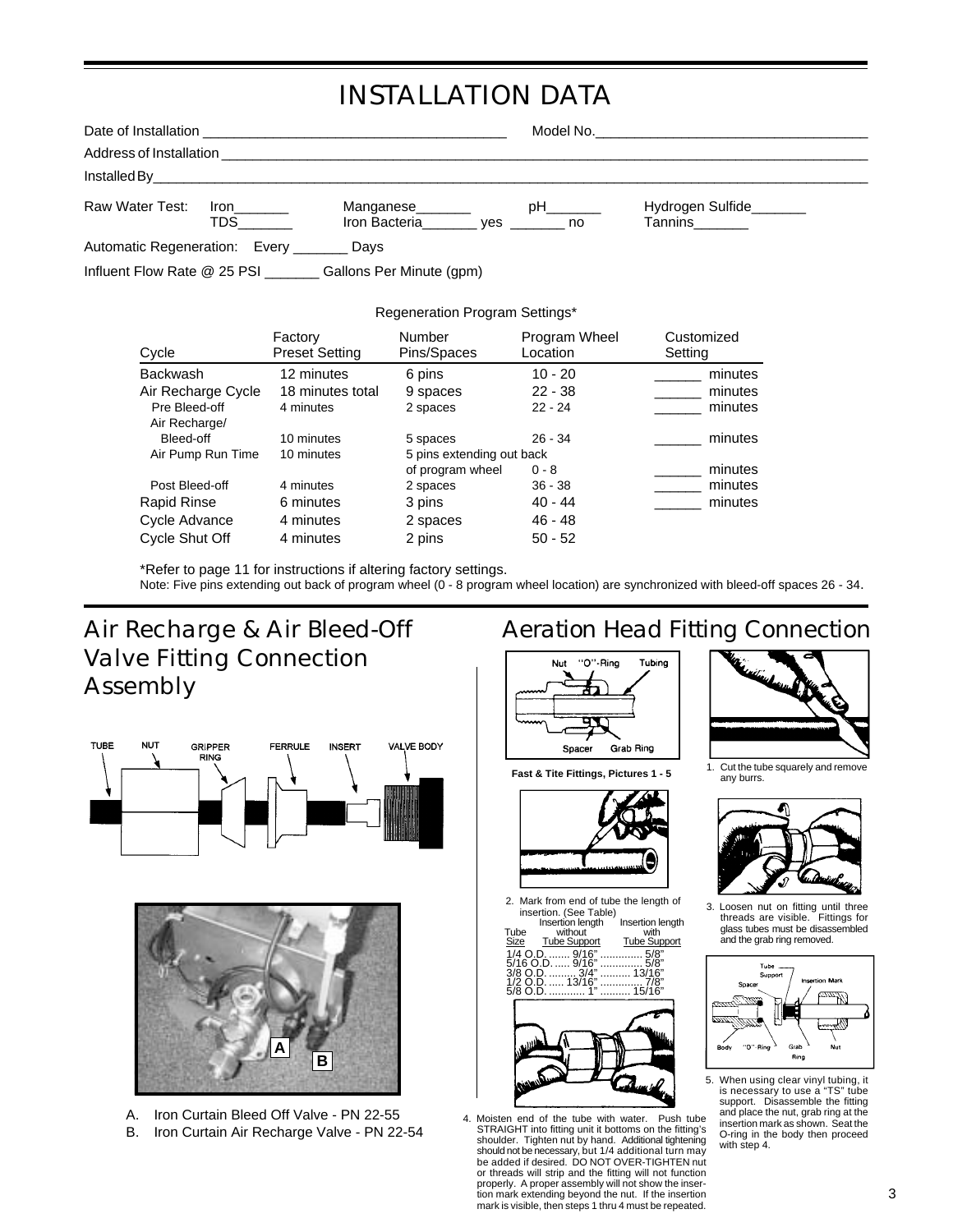# INSTALLATION DATA

Date of Installation ______________________________ Model No.______________________________

Address of Installation ______________________________________________________________

Installed By_____________________________________________________________________

Raw Water Test: Iron_______ Manganese_______ pH_______ Hydrogen Sulfide_______

TDS_______ Iron Bacteria_______ yes _______ no Tannins_______

Automatic Regeneration: Every _______ Days

Influent Flow Rate @ 25 PSI _______ Gallons Per Minute (gpm)

Regeneration Program Settings*

| Cycle | Factory Preset Setting | Number Pins/Spaces | Program Wheel Location | Customized Setting |
|---|---|---|---|---|
| Backwash | 12 minutes | 6 pins | 10 - 20 | ______ minutes |
| Air Recharge Cycle | 18 minutes total | 9 spaces | 22 - 38 | ______ minutes |
| Pre Bleed-off | 4 minutes | 2 spaces | 22 - 24 | ______ minutes |
| Air Recharge/ Bleed-off | 10 minutes | 5 spaces | 26 - 34 | ______ minutes |
| Air Pump Run Time | 10 minutes | 5 pins extending out back of program wheel | 0 - 8 | ______ minutes |
| Post Bleed-off | 4 minutes | 2 spaces | 36 - 38 | ______ minutes |
| Rapid Rinse | 6 minutes | 3 pins | 40 - 44 | ______ minutes |
| Cycle Advance | 4 minutes | 2 spaces | 46 - 48 | |
| Cycle Shut Off | 4 minutes | 2 pins | 50 - 52 | |

*Refer to page 11 for instructions if altering factory settings.

Note: Five pins extending out back of program wheel (0 - 8 program wheel location) are synchronized with bleed-off spaces 26 - 34.

## Air Recharge & Air Bleed-Off Valve Fitting Connection Assembly

TUBE NUT GRIPPER RING FERRULE INSERT VALVE BODY

A. Iron Curtain Bleed Off Valve - PN 22-55

B. Iron Curtain Air Recharge Valve - PN 22-54

## Aeration Head Fitting Connection

Nut "O"-Ring Tubing Spacer Grab Ring

**Fast & Tite Fittings, Pictures 1 - 5**

1. Cut the tube squarely and remove any burrs.

2. Mark from end of tube the length of insertion. (See Table)

| Tube Size | Insertion length without Tube Support | Insertion length with Tube Support |
|---|---|---|
| 1/4 O.D. | 9/16" | 5/8" |
| 5/16 O.D. | 9/16" | 5/8" |
| 3/8 O.D. | 3/4" | 13/16" |
| 1/2 O.D. | 13/16" | 7/8" |
| 5/8 O.D. | 1" | 15/16" |

3. Loosen nut on fitting until three threads are visible. Fittings for glass tubes must be disassembled and the grab ring removed.

4. Moisten end of the tube with water. Push tube STRAIGHT into fitting unit it bottoms on the fitting's shoulder. Tighten nut by hand. Additional tightening should not be necessary, but 1/4 additional turn may be added if desired. DO NOT OVER-TIGHTEN nut or threads will strip and the fitting will not function properly. A proper assembly will not show the insertion mark extending beyond the nut. If the insertion mark is visible, then steps 1 thru 4 must be repeated.

Tube Support Spacer Insertion Mark Body "O"-Ring Grab Ring Nut

5. When using clear vinyl tubing, it is necessary to use a "TS" tube support. Disassemble the fitting and place the nut, grab ring at the insertion mark as shown. Seat the O-ring in the body then proceed with step 4.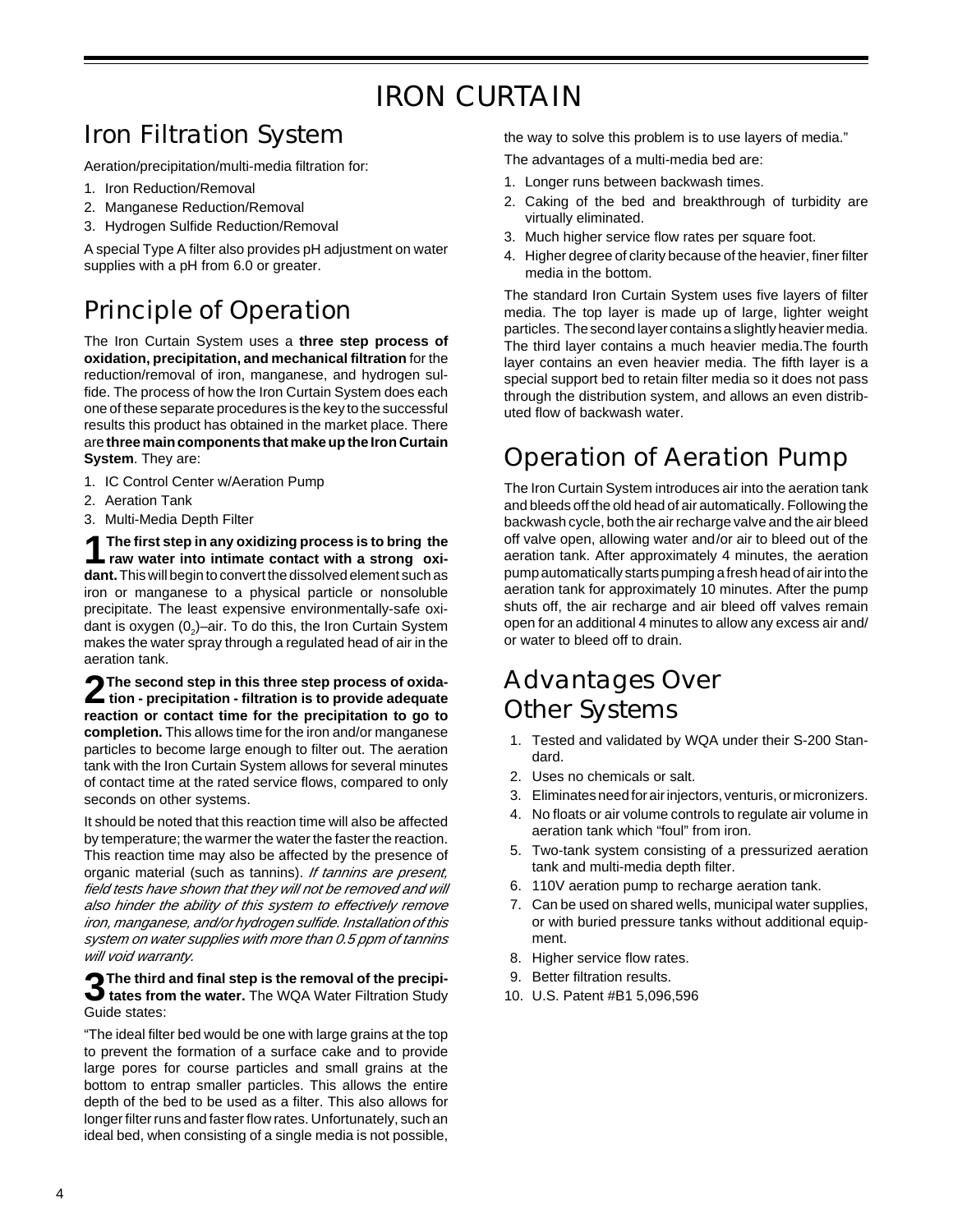# IRON CURTAIN

## Iron Filtration System

Aeration/precipitation/multi-media filtration for:

1. Iron Reduction/Removal
2. Manganese Reduction/Removal
3. Hydrogen Sulfide Reduction/Removal

A special Type A filter also provides pH adjustment on water supplies with a pH from 6.0 or greater.

## Principle of Operation

The Iron Curtain System uses a **three step process of oxidation, precipitation, and mechanical filtration** for the reduction/removal of iron, manganese, and hydrogen sulfide. The process of how the Iron Curtain System does each one of these separate procedures is the key to the successful results this product has obtained in the market place. There are **three main components that make up the Iron Curtain System**. They are:

1. IC Control Center w/Aeration Pump
2. Aeration Tank
3. Multi-Media Depth Filter

**1 The first step in any oxidizing process is to bring the raw water into intimate contact with a strong oxidant.** This will begin to convert the dissolved element such as iron or manganese to a physical particle or nonsoluble precipitate. The least expensive environmentally-safe oxidant is oxygen ($0_2$)–air. To do this, the Iron Curtain System makes the water spray through a regulated head of air in the aeration tank.

**2 The second step in this three step process of oxidation - precipitation - filtration is to provide adequate reaction or contact time for the precipitation to go to completion.** This allows time for the iron and/or manganese particles to become large enough to filter out. The aeration tank with the Iron Curtain System allows for several minutes of contact time at the rated service flows, compared to only seconds on other systems.

It should be noted that this reaction time will also be affected by temperature; the warmer the water the faster the reaction. This reaction time may also be affected by the presence of organic material (such as tannins). *If tannins are present, field tests have shown that they will not be removed and will also hinder the ability of this system to effectively remove iron, manganese, and/or hydrogen sulfide. Installation of this system on water supplies with more than 0.5 ppm of tannins will void warranty.*

**3 The third and final step is the removal of the precipitates from the water.** The WQA Water Filtration Study Guide states:

"The ideal filter bed would be one with large grains at the top to prevent the formation of a surface cake and to provide large pores for course particles and small grains at the bottom to entrap smaller particles. This allows the entire depth of the bed to be used as a filter. This also allows for longer filter runs and faster flow rates. Unfortunately, such an ideal bed, when consisting of a single media is not possible, the way to solve this problem is to use layers of media."

The advantages of a multi-media bed are:

1. Longer runs between backwash times.
2. Caking of the bed and breakthrough of turbidity are virtually eliminated.
3. Much higher service flow rates per square foot.
4. Higher degree of clarity because of the heavier, finer filter media in the bottom.

The standard Iron Curtain System uses five layers of filter media. The top layer is made up of large, lighter weight particles. The second layer contains a slightly heavier media. The third layer contains a much heavier media.The fourth layer contains an even heavier media. The fifth layer is a special support bed to retain filter media so it does not pass through the distribution system, and allows an even distributed flow of backwash water.

## Operation of Aeration Pump

The Iron Curtain System introduces air into the aeration tank and bleeds off the old head of air automatically. Following the backwash cycle, both the air recharge valve and the air bleed off valve open, allowing water and/or air to bleed out of the aeration tank. After approximately 4 minutes, the aeration pump automatically starts pumping a fresh head of air into the aeration tank for approximately 10 minutes. After the pump shuts off, the air recharge and air bleed off valves remain open for an additional 4 minutes to allow any excess air and/or water to bleed off to drain.

## Advantages Over Other Systems

1. Tested and validated by WQA under their S-200 Standard.
2. Uses no chemicals or salt.
3. Eliminates need for air injectors, venturis, or micronizers.
4. No floats or air volume controls to regulate air volume in aeration tank which "foul" from iron.
5. Two-tank system consisting of a pressurized aeration tank and multi-media depth filter.
6. 110V aeration pump to recharge aeration tank.
7. Can be used on shared wells, municipal water supplies, or with buried pressure tanks without additional equipment.
8. Higher service flow rates.
9. Better filtration results.
10. U.S. Patent #B1 5,096,596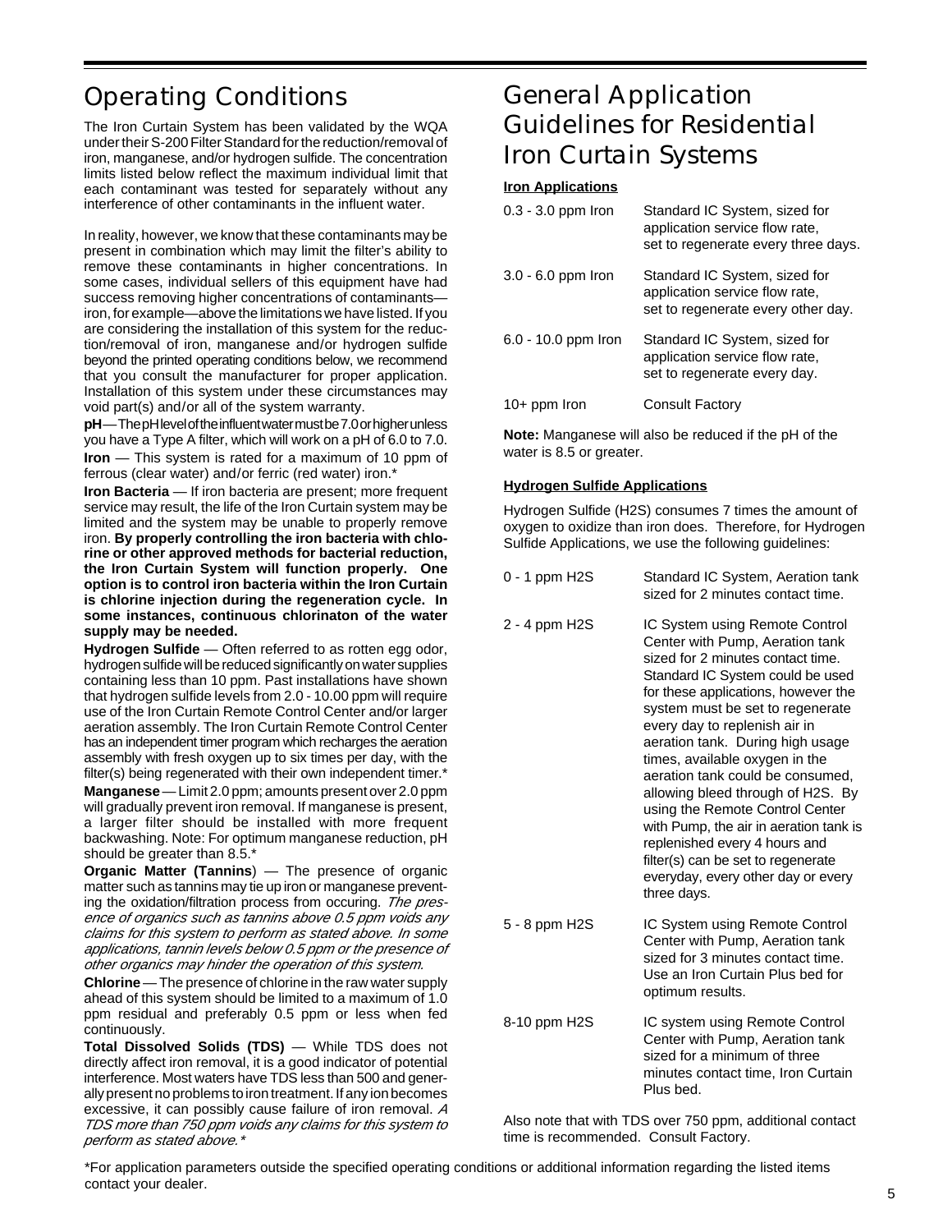# Operating Conditions

The Iron Curtain System has been validated by the WQA under their S-200 Filter Standard for the reduction/removal of iron, manganese, and/or hydrogen sulfide. The concentration limits listed below reflect the maximum individual limit that each contaminant was tested for separately without any interference of other contaminants in the influent water.

In reality, however, we know that these contaminants may be present in combination which may limit the filter's ability to remove these contaminants in higher concentrations. In some cases, individual sellers of this equipment have had success removing higher concentrations of contaminants—iron, for example—above the limitations we have listed. If you are considering the installation of this system for the reduction/removal of iron, manganese and/or hydrogen sulfide beyond the printed operating conditions below, we recommend that you consult the manufacturer for proper application. Installation of this system under these circumstances may void part(s) and/or all of the system warranty.

**pH** — The pH level of the influent water must be 7.0 or higher unless you have a Type A filter, which will work on a pH of 6.0 to 7.0.

**Iron** — This system is rated for a maximum of 10 ppm of ferrous (clear water) and/or ferric (red water) iron.*

**Iron Bacteria** — If iron bacteria are present; more frequent service may result, the life of the Iron Curtain system may be limited and the system may be unable to properly remove iron. **By properly controlling the iron bacteria with chlorine or other approved methods for bacterial reduction, the Iron Curtain System will function properly. One option is to control iron bacteria within the Iron Curtain is chlorine injection during the regeneration cycle. In some instances, continuous chlorinaton of the water supply may be needed.**

**Hydrogen Sulfide** — Often referred to as rotten egg odor, hydrogen sulfide will be reduced significantly on water supplies containing less than 10 ppm. Past installations have shown that hydrogen sulfide levels from 2.0 - 10.00 ppm will require use of the Iron Curtain Remote Control Center and/or larger aeration assembly. The Iron Curtain Remote Control Center has an independent timer program which recharges the aeration assembly with fresh oxygen up to six times per day, with the filter(s) being regenerated with their own independent timer.*

**Manganese** — Limit 2.0 ppm; amounts present over 2.0 ppm will gradually prevent iron removal. If manganese is present, a larger filter should be installed with more frequent backwashing. Note: For optimum manganese reduction, pH should be greater than 8.5.*

**Organic Matter (Tannins**) — The presence of organic matter such as tannins may tie up iron or manganese preventing the oxidation/filtration process from occuring. *The presence of organics such as tannins above 0.5 ppm voids any claims for this system to perform as stated above. In some applications, tannin levels below 0.5 ppm or the presence of other organics may hinder the operation of this system.*

**Chlorine** — The presence of chlorine in the raw water supply ahead of this system should be limited to a maximum of 1.0 ppm residual and preferably 0.5 ppm or less when fed continuously.

**Total Dissolved Solids (TDS)** — While TDS does not directly affect iron removal, it is a good indicator of potential interference. Most waters have TDS less than 500 and generally present no problems to iron treatment. If any ion becomes excessive, it can possibly cause failure of iron removal. *A TDS more than 750 ppm voids any claims for this system to perform as stated above.**

# General Application Guidelines for Residential Iron Curtain Systems

**Iron Applications**

| | |
|---|---|
| 0.3 - 3.0 ppm Iron | Standard IC System, sized for application service flow rate, set to regenerate every three days. |
| 3.0 - 6.0 ppm Iron | Standard IC System, sized for application service flow rate, set to regenerate every other day. |
| 6.0 - 10.0 ppm Iron | Standard IC System, sized for application service flow rate, set to regenerate every day. |
| 10+ ppm Iron | Consult Factory |

**Note:** Manganese will also be reduced if the pH of the water is 8.5 or greater.

**Hydrogen Sulfide Applications**

Hydrogen Sulfide (H2S) consumes 7 times the amount of oxygen to oxidize than iron does. Therefore, for Hydrogen Sulfide Applications, we use the following guidelines:

| | |
|---|---|
| 0 - 1 ppm H2S | Standard IC System, Aeration tank sized for 2 minutes contact time. |
| 2 - 4 ppm H2S | IC System using Remote Control Center with Pump, Aeration tank sized for 2 minutes contact time. Standard IC System could be used for these applications, however the system must be set to regenerate every day to replenish air in aeration tank. During high usage times, available oxygen in the aeration tank could be consumed, allowing bleed through of H2S. By using the Remote Control Center with Pump, the air in aeration tank is replenished every 4 hours and filter(s) can be set to regenerate everyday, every other day or every three days. |
| 5 - 8 ppm H2S | IC System using Remote Control Center with Pump, Aeration tank sized for 3 minutes contact time. Use an Iron Curtain Plus bed for optimum results. |
| 8-10 ppm H2S | IC system using Remote Control Center with Pump, Aeration tank sized for a minimum of three minutes contact time, Iron Curtain Plus bed. |

Also note that with TDS over 750 ppm, additional contact time is recommended. Consult Factory.

*For application parameters outside the specified operating conditions or additional information regarding the listed items contact your dealer.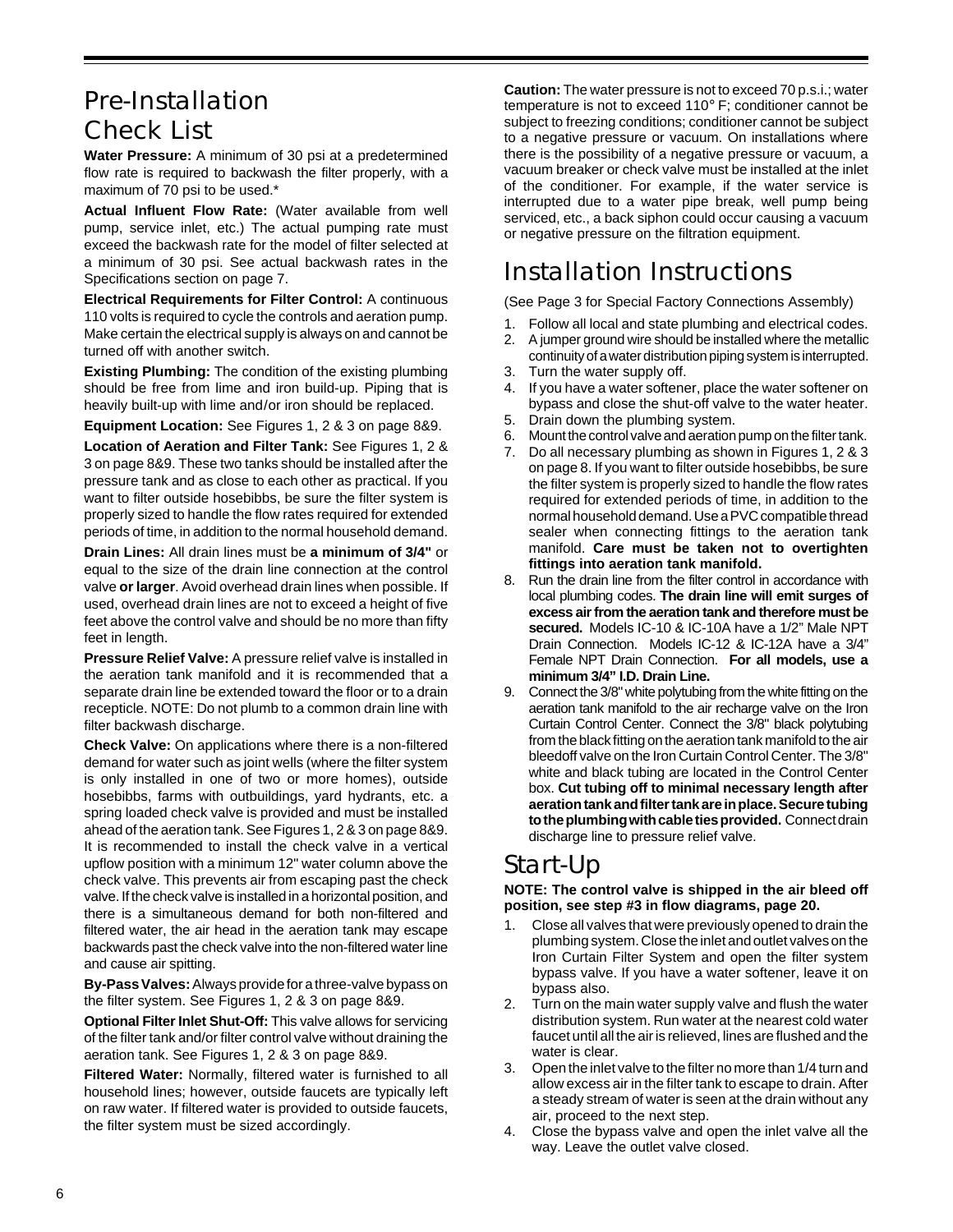# Pre-Installation Check List

**Water Pressure:** A minimum of 30 psi at a predetermined flow rate is required to backwash the filter properly, with a maximum of 70 psi to be used.*

**Actual Influent Flow Rate:** (Water available from well pump, service inlet, etc.) The actual pumping rate must exceed the backwash rate for the model of filter selected at a minimum of 30 psi. See actual backwash rates in the Specifications section on page 7.

**Electrical Requirements for Filter Control:** A continuous 110 volts is required to cycle the controls and aeration pump. Make certain the electrical supply is always on and cannot be turned off with another switch.

**Existing Plumbing:** The condition of the existing plumbing should be free from lime and iron build-up. Piping that is heavily built-up with lime and/or iron should be replaced.

**Equipment Location:** See Figures 1, 2 & 3 on page 8&9.

**Location of Aeration and Filter Tank:** See Figures 1, 2 & 3 on page 8&9. These two tanks should be installed after the pressure tank and as close to each other as practical. If you want to filter outside hosebibbs, be sure the filter system is properly sized to handle the flow rates required for extended periods of time, in addition to the normal household demand.

**Drain Lines:** All drain lines must be **a minimum of 3/4"** or equal to the size of the drain line connection at the control valve **or larger**. Avoid overhead drain lines when possible. If used, overhead drain lines are not to exceed a height of five feet above the control valve and should be no more than fifty feet in length.

**Pressure Relief Valve:** A pressure relief valve is installed in the aeration tank manifold and it is recommended that a separate drain line be extended toward the floor or to a drain recepticle. NOTE: Do not plumb to a common drain line with filter backwash discharge.

**Check Valve:** On applications where there is a non-filtered demand for water such as joint wells (where the filter system is only installed in one of two or more homes), outside hosebibbs, farms with outbuildings, yard hydrants, etc. a spring loaded check valve is provided and must be installed ahead of the aeration tank. See Figures 1, 2 & 3 on page 8&9. It is recommended to install the check valve in a vertical upflow position with a minimum 12" water column above the check valve. This prevents air from escaping past the check valve. If the check valve is installed in a horizontal position, and there is a simultaneous demand for both non-filtered and filtered water, the air head in the aeration tank may escape backwards past the check valve into the non-filtered water line and cause air spitting.

**By-Pass Valves:** Always provide for a three-valve bypass on the filter system. See Figures 1, 2 & 3 on page 8&9.

**Optional Filter Inlet Shut-Off:** This valve allows for servicing of the filter tank and/or filter control valve without draining the aeration tank. See Figures 1, 2 & 3 on page 8&9.

**Filtered Water:** Normally, filtered water is furnished to all household lines; however, outside faucets are typically left on raw water. If filtered water is provided to outside faucets, the filter system must be sized accordingly.

**Caution:** The water pressure is not to exceed 70 p.s.i.; water temperature is not to exceed 110° F; conditioner cannot be subject to freezing conditions; conditioner cannot be subject to a negative pressure or vacuum. On installations where there is the possibility of a negative pressure or vacuum, a vacuum breaker or check valve must be installed at the inlet of the conditioner. For example, if the water service is interrupted due to a water pipe break, well pump being serviced, etc., a back siphon could occur causing a vacuum or negative pressure on the filtration equipment.

# Installation Instructions

(See Page 3 for Special Factory Connections Assembly)

1. Follow all local and state plumbing and electrical codes.
2. A jumper ground wire should be installed where the metallic continuity of a water distribution piping system is interrupted.
3. Turn the water supply off.
4. If you have a water softener, place the water softener on bypass and close the shut-off valve to the water heater.
5. Drain down the plumbing system.
6. Mount the control valve and aeration pump on the filter tank.
7. Do all necessary plumbing as shown in Figures 1, 2 & 3 on page 8. If you want to filter outside hosebibbs, be sure the filter system is properly sized to handle the flow rates required for extended periods of time, in addition to the normal household demand. Use a PVC compatible thread sealer when connecting fittings to the aeration tank manifold. **Care must be taken not to overtighten fittings into aeration tank manifold.**
8. Run the drain line from the filter control in accordance with local plumbing codes. **The drain line will emit surges of excess air from the aeration tank and therefore must be secured.** Models IC-10 & IC-10A have a 1/2" Male NPT Drain Connection. Models IC-12 & IC-12A have a 3/4" Female NPT Drain Connection. **For all models, use a minimum 3/4" I.D. Drain Line.**
9. Connect the 3/8" white polytubing from the white fitting on the aeration tank manifold to the air recharge valve on the Iron Curtain Control Center. Connect the 3/8" black polytubing from the black fitting on the aeration tank manifold to the air bleedoff valve on the Iron Curtain Control Center. The 3/8" white and black tubing are located in the Control Center box. **Cut tubing off to minimal necessary length after aeration tank and filter tank are in place. Secure tubing to the plumbing with cable ties provided.** Connect drain discharge line to pressure relief valve.

# Start-Up

**NOTE: The control valve is shipped in the air bleed off position, see step #3 in flow diagrams, page 20.**

1. Close all valves that were previously opened to drain the plumbing system. Close the inlet and outlet valves on the Iron Curtain Filter System and open the filter system bypass valve. If you have a water softener, leave it on bypass also.
2. Turn on the main water supply valve and flush the water distribution system. Run water at the nearest cold water faucet until all the air is relieved, lines are flushed and the water is clear.
3. Open the inlet valve to the filter no more than 1/4 turn and allow excess air in the filter tank to escape to drain. After a steady stream of water is seen at the drain without any air, proceed to the next step.
4. Close the bypass valve and open the inlet valve all the way. Leave the outlet valve closed.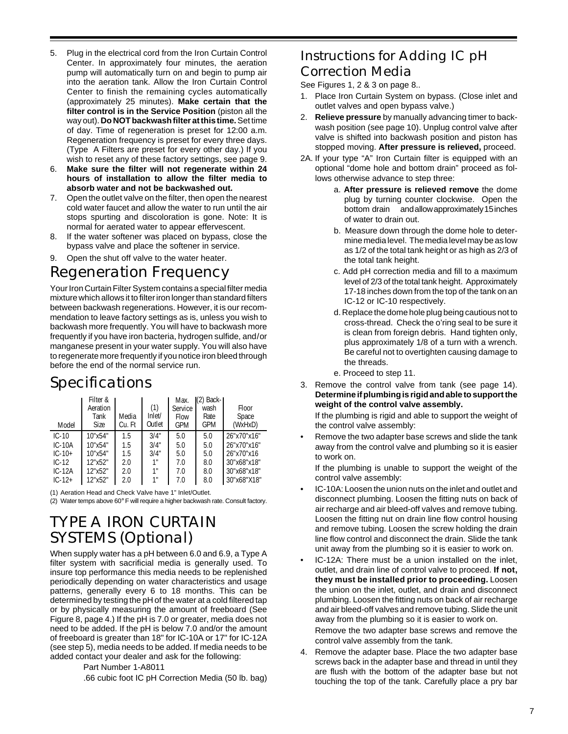5. Plug in the electrical cord from the Iron Curtain Control Center. In approximately four minutes, the aeration pump will automatically turn on and begin to pump air into the aeration tank. Allow the Iron Curtain Control Center to finish the remaining cycles automatically (approximately 25 minutes). **Make certain that the filter control is in the Service Position** (piston all the way out). **Do NOT backwash filter at this time.** Set time of day. Time of regeneration is preset for 12:00 a.m. Regeneration frequency is preset for every three days. (Type A Filters are preset for every other day.) If you wish to reset any of these factory settings, see page 9.
6. **Make sure the filter will not regenerate within 24 hours of installation to allow the filter media to absorb water and not be backwashed out.**
7. Open the outlet valve on the filter, then open the nearest cold water faucet and allow the water to run until the air stops spurting and discoloration is gone. Note: It is normal for aerated water to appear effervescent.
8. If the water softener was placed on bypass, close the bypass valve and place the softener in service.
9. Open the shut off valve to the water heater.

# Regeneration Frequency

Your Iron Curtain Filter System contains a special filter media mixture which allows it to filter iron longer than standard filters between backwash regenerations. However, it is our recommendation to leave factory settings as is, unless you wish to backwash more frequently. You will have to backwash more frequently if you have iron bacteria, hydrogen sulfide, and/or manganese present in your water supply. You will also have to regenerate more frequently if you notice iron bleed through before the end of the normal service run.

# Specifications

| Model | Filter & Aeration Tank Size | Media Cu. Ft | (1) Inlet/ Outlet | Max. Service Flow GPM | (2) Back-wash Rate GPM | Floor Space (WxHxD) |
|---|---|---|---|---|---|---|
| IC-10 | 10"x54" | 1.5 | 3/4" | 5.0 | 5.0 | 26"x70"x16" |
| IC-10A | 10"x54" | 1.5 | 3/4" | 5.0 | 5.0 | 26"x70"x16" |
| IC-10+ | 10"x54" | 1.5 | 3/4" | 5.0 | 5.0 | 26"x70"x16 |
| IC-12 | 12"x52" | 2.0 | 1" | 7.0 | 8.0 | 30"x68"x18" |
| IC-12A | 12"x52" | 2.0 | 1" | 7.0 | 8.0 | 30"x68"x18" |
| IC-12+ | 12"x52" | 2.0 | 1" | 7.0 | 8.0 | 30"x68"X18" |

(1) Aeration Head and Check Valve have 1" Inlet/Outlet.
(2) Water temps above 60° F will require a higher backwash rate. Consult factory.

# TYPE A IRON CURTAIN SYSTEMS (Optional)

When supply water has a pH between 6.0 and 6.9, a Type A filter system with sacrificial media is generally used. To insure top performance this media needs to be replenished periodically depending on water characteristics and usage patterns, generally every 6 to 18 months. This can be determined by testing the pH of the water at a cold filtered tap or by physically measuring the amount of freeboard (See Figure 8, page 4.) If the pH is 7.0 or greater, media does not need to be added. If the pH is below 7.0 and/or the amount of freeboard is greater than 18" for IC-10A or 17" for IC-12A (see step 5), media needs to be added. If media needs to be added contact your dealer and ask for the following:

Part Number 1-A8011

.66 cubic foot IC pH Correction Media (50 lb. bag)

# Instructions for Adding IC pH Correction Media

See Figures 1, 2 & 3 on page 8..

1. Place Iron Curtain System on bypass. (Close inlet and outlet valves and open bypass valve.)
2. **Relieve pressure** by manually advancing timer to backwash position (see page 10). Unplug control valve after valve is shifted into backwash position and piston has stopped moving. **After pressure is relieved,** proceed.

2A. If your type "A" Iron Curtain filter is equipped with an optional "dome hole and bottom drain" proceed as follows otherwise advance to step three:

a. **After pressure is relieved remove** the dome plug by turning counter clockwise. Open the bottom drain and allow approximately 15 inches of water to drain out.

b. Measure down through the dome hole to determine media level. The media level may be as low as 1/2 of the total tank height or as high as 2/3 of the total tank height.

c. Add pH correction media and fill to a maximum level of 2/3 of the total tank height. Approximately 17-18 inches down from the top of the tank on an IC-12 or IC-10 respectively.

d. Replace the dome hole plug being cautious not to cross-thread. Check the o'ring seal to be sure it is clean from foreign debris. Hand tighten only, plus approximately 1/8 of a turn with a wrench. Be careful not to overtighten causing damage to the threads.

e. Proceed to step 11.

3. Remove the control valve from tank (see page 14). **Determine if plumbing is rigid and able to support the weight of the control valve assembly.**

   If the plumbing is rigid and able to support the weight of the control valve assembly:

- Remove the two adapter base screws and slide the tank away from the control valve and plumbing so it is easier to work on.

   If the plumbing is unable to support the weight of the control valve assembly:

- IC-10A: Loosen the union nuts on the inlet and outlet and disconnect plumbing. Loosen the fitting nuts on back of air recharge and air bleed-off valves and remove tubing. Loosen the fitting nut on drain line flow control housing and remove tubing. Loosen the screw holding the drain line flow control and disconnect the drain. Slide the tank unit away from the plumbing so it is easier to work on.
- IC-12A: There must be a union installed on the inlet, outlet, and drain line of control valve to proceed. **If not, they must be installed prior to proceeding.** Loosen the union on the inlet, outlet, and drain and disconnect plumbing. Loosen the fitting nuts on back of air recharge and air bleed-off valves and remove tubing. Slide the unit away from the plumbing so it is easier to work on.

   Remove the two adapter base screws and remove the control valve assembly from the tank.

4. Remove the adapter base. Place the two adapter base screws back in the adapter base and thread in until they are flush with the bottom of the adapter base but not touching the top of the tank. Carefully place a pry bar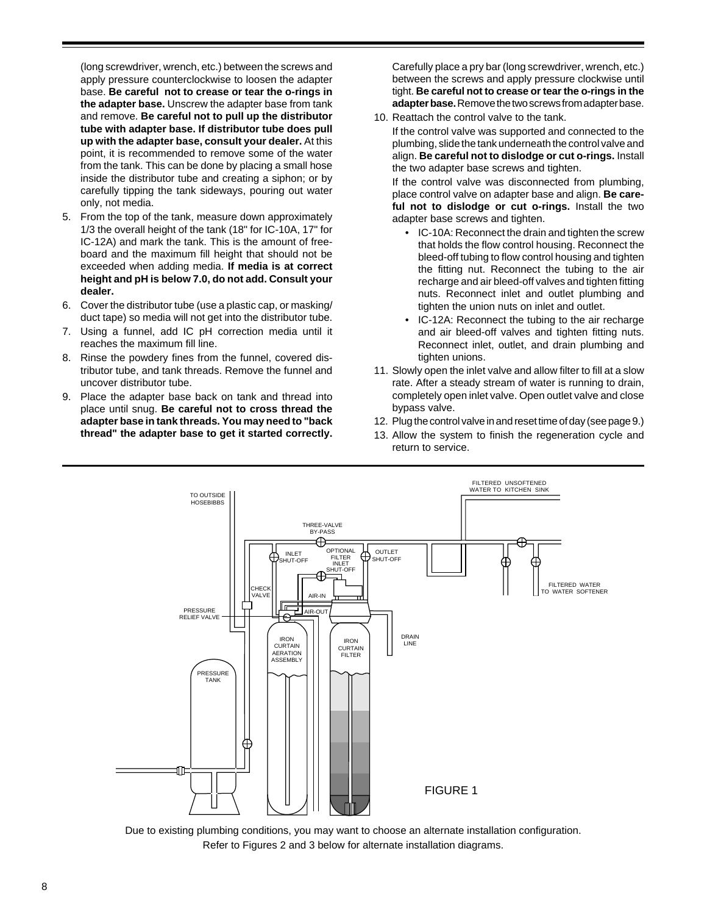(long screwdriver, wrench, etc.) between the screws and apply pressure counterclockwise to loosen the adapter base. **Be careful not to crease or tear the o-rings in the adapter base.** Unscrew the adapter base from tank and remove. **Be careful not to pull up the distributor tube with adapter base. If distributor tube does pull up with the adapter base, consult your dealer.** At this point, it is recommended to remove some of the water from the tank. This can be done by placing a small hose inside the distributor tube and creating a siphon; or by carefully tipping the tank sideways, pouring out water only, not media.

5. From the top of the tank, measure down approximately 1/3 the overall height of the tank (18" for IC-10A, 17" for IC-12A) and mark the tank. This is the amount of freeboard and the maximum fill height that should not be exceeded when adding media. **If media is at correct height and pH is below 7.0, do not add. Consult your dealer.**
6. Cover the distributor tube (use a plastic cap, or masking/duct tape) so media will not get into the distributor tube.
7. Using a funnel, add IC pH correction media until it reaches the maximum fill line.
8. Rinse the powdery fines from the funnel, covered distributor tube, and tank threads. Remove the funnel and uncover distributor tube.
9. Place the adapter base back on tank and thread into place until snug. **Be careful not to cross thread the adapter base in tank threads. You may need to "back thread" the adapter base to get it started correctly.** Carefully place a pry bar (long screwdriver, wrench, etc.) between the screws and apply pressure clockwise until tight. **Be careful not to crease or tear the o-rings in the adapter base.** Remove the two screws from adapter base.
10. Reattach the control valve to the tank.

    If the control valve was supported and connected to the plumbing, slide the tank underneath the control valve and align. **Be careful not to dislodge or cut o-rings.** Install the two adapter base screws and tighten.

    If the control valve was disconnected from plumbing, place control valve on adapter base and align. **Be careful not to dislodge or cut o-rings.** Install the two adapter base screws and tighten.

    - IC-10A: Reconnect the drain and tighten the screw that holds the flow control housing. Reconnect the bleed-off tubing to flow control housing and tighten the fitting nut. Reconnect the tubing to the air recharge and air bleed-off valves and tighten fitting nuts. Reconnect inlet and outlet plumbing and tighten the union nuts on inlet and outlet.
    - IC-12A: Reconnect the tubing to the air recharge and air bleed-off valves and tighten fitting nuts. Reconnect inlet, outlet, and drain plumbing and tighten unions.
11. Slowly open the inlet valve and allow filter to fill at a slow rate. After a steady stream of water is running to drain, completely open inlet valve. Open outlet valve and close bypass valve.
12. Plug the control valve in and reset time of day (see page 9.)
13. Allow the system to finish the regeneration cycle and return to service.

TO OUTSIDE HOSEBIBBS | THREE-VALVE BY-PASS | FILTERED UNSOFTENED WATER TO KITCHEN SINK | INLET SHUT-OFF | OPTIONAL FILTER INLET SHUT-OFF | OUTLET SHUT-OFF | CHECK VALVE | AIR-IN | AIR-OUT | FILTERED WATER TO WATER SOFTENER | PRESSURE RELIEF VALVE | IRON CURTAIN AERATION ASSEMBLY | IRON CURTAIN FILTER | DRAIN LINE | PRESSURE TANK

FIGURE 1

Due to existing plumbing conditions, you may want to choose an alternate installation configuration. Refer to Figures 2 and 3 below for alternate installation diagrams.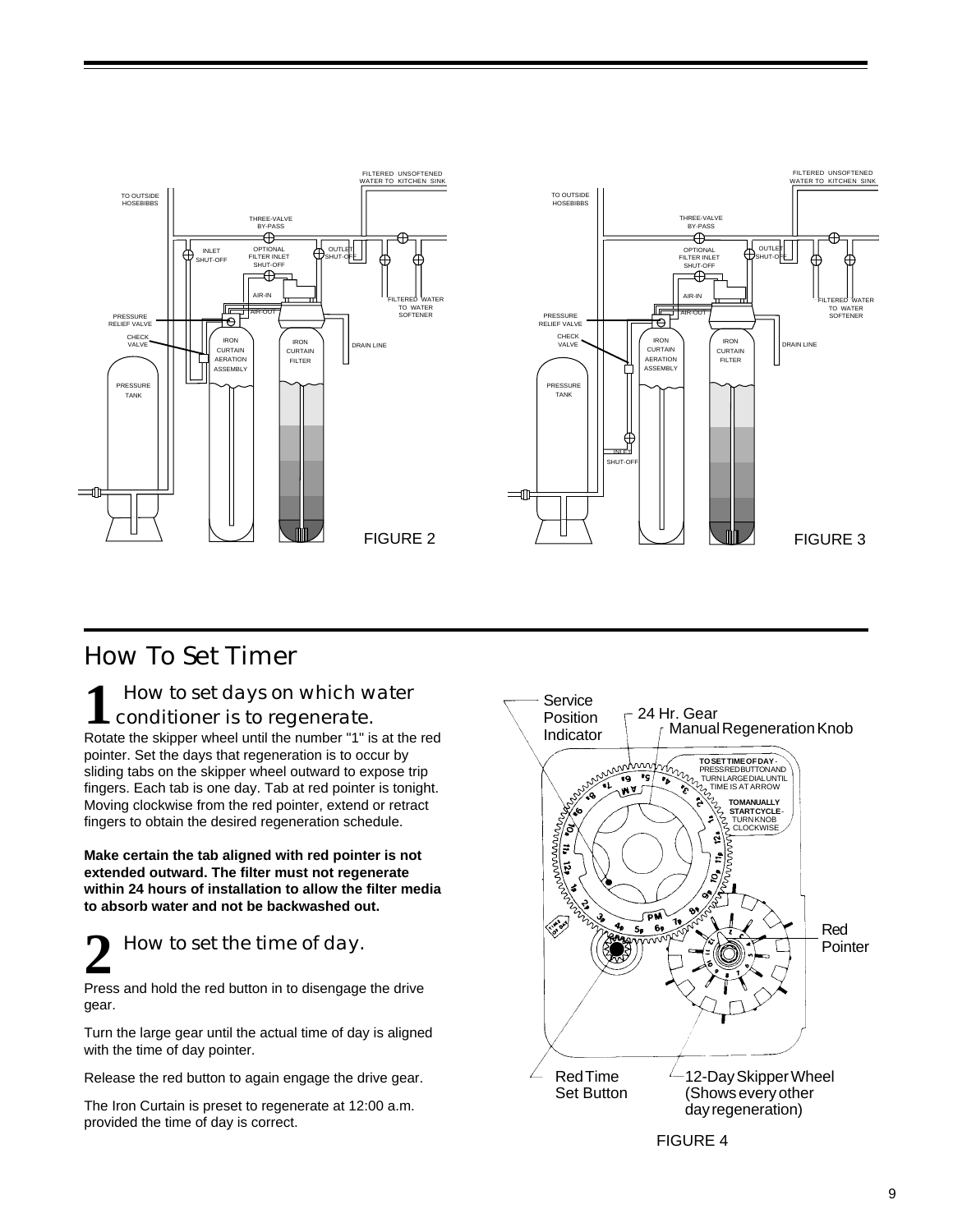FIGURE 2

FIGURE 3

## How To Set Timer

### 1 How to set days on which water conditioner is to regenerate.

Rotate the skipper wheel until the number "1" is at the red pointer. Set the days that regeneration is to occur by sliding tabs on the skipper wheel outward to expose trip fingers. Each tab is one day. Tab at red pointer is tonight. Moving clockwise from the red pointer, extend or retract fingers to obtain the desired regeneration schedule.

**Make certain the tab aligned with red pointer is not extended outward. The filter must not regenerate within 24 hours of installation to allow the filter media to absorb water and not be backwashed out.**

### 2 How to set the time of day.

Press and hold the red button in to disengage the drive gear.

Turn the large gear until the actual time of day is aligned with the time of day pointer.

Release the red button to again engage the drive gear.

The Iron Curtain is preset to regenerate at 12:00 a.m. provided the time of day is correct.

FIGURE 4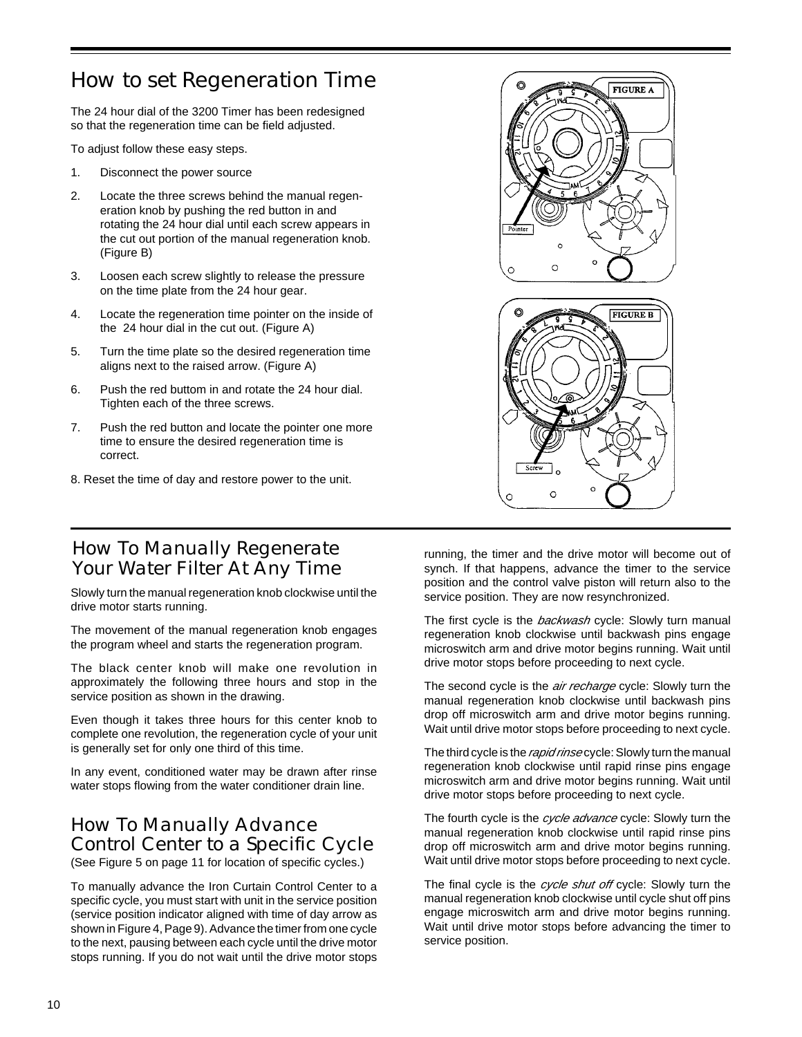## How to set Regeneration Time

The 24 hour dial of the 3200 Timer has been redesigned so that the regeneration time can be field adjusted.

To adjust follow these easy steps.

1. Disconnect the power source
2. Locate the three screws behind the manual regeneration knob by pushing the red button in and rotating the 24 hour dial until each screw appears in the cut out portion of the manual regeneration knob. (Figure B)
3. Loosen each screw slightly to release the pressure on the time plate from the 24 hour gear.
4. Locate the regeneration time pointer on the inside of the 24 hour dial in the cut out. (Figure A)
5. Turn the time plate so the desired regeneration time aligns next to the raised arrow. (Figure A)
6. Push the red buttom in and rotate the 24 hour dial. Tighten each of the three screws.
7. Push the red button and locate the pointer one more time to ensure the desired regeneration time is correct.
8. Reset the time of day and restore power to the unit.

FIGURE A

Pointer

FIGURE B

Screw

## How To Manually Regenerate Your Water Filter At Any Time

Slowly turn the manual regeneration knob clockwise until the drive motor starts running.

The movement of the manual regeneration knob engages the program wheel and starts the regeneration program.

The black center knob will make one revolution in approximately the following three hours and stop in the service position as shown in the drawing.

Even though it takes three hours for this center knob to complete one revolution, the regeneration cycle of your unit is generally set for only one third of this time.

In any event, conditioned water may be drawn after rinse water stops flowing from the water conditioner drain line.

## How To Manually Advance Control Center to a Specific Cycle

(See Figure 5 on page 11 for location of specific cycles.)

To manually advance the Iron Curtain Control Center to a specific cycle, you must start with unit in the service position (service position indicator aligned with time of day arrow as shown in Figure 4, Page 9). Advance the timer from one cycle to the next, pausing between each cycle until the drive motor stops running. If you do not wait until the drive motor stops running, the timer and the drive motor will become out of synch. If that happens, advance the timer to the service position and the control valve piston will return also to the service position. They are now resynchronized.

The first cycle is the *backwash* cycle: Slowly turn manual regeneration knob clockwise until backwash pins engage microswitch arm and drive motor begins running. Wait until drive motor stops before proceeding to next cycle.

The second cycle is the *air recharge* cycle: Slowly turn the manual regeneration knob clockwise until backwash pins drop off microswitch arm and drive motor begins running. Wait until drive motor stops before proceeding to next cycle.

The third cycle is the *rapid rinse* cycle: Slowly turn the manual regeneration knob clockwise until rapid rinse pins engage microswitch arm and drive motor begins running. Wait until drive motor stops before proceeding to next cycle.

The fourth cycle is the *cycle advance* cycle: Slowly turn the manual regeneration knob clockwise until rapid rinse pins drop off microswitch arm and drive motor begins running. Wait until drive motor stops before proceeding to next cycle.

The final cycle is the *cycle shut off* cycle: Slowly turn the manual regeneration knob clockwise until cycle shut off pins engage microswitch arm and drive motor begins running. Wait until drive motor stops before advancing the timer to service position.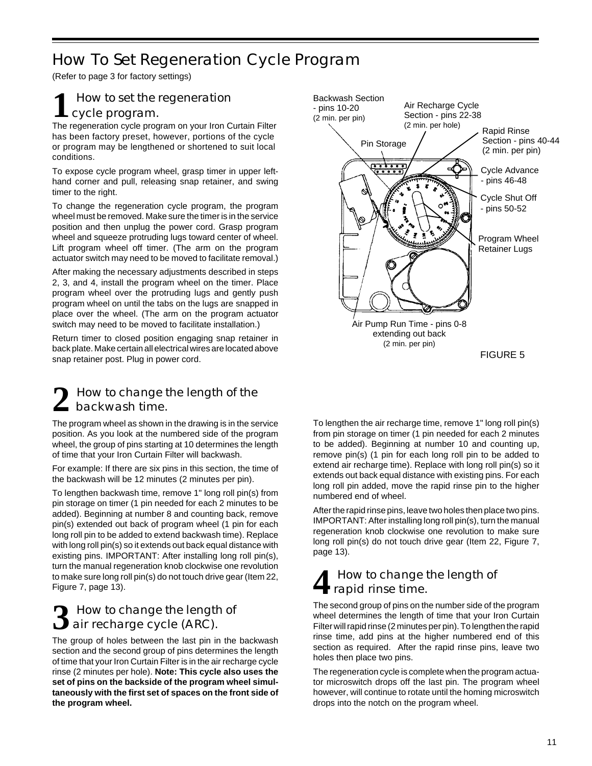# How To Set Regeneration Cycle Program

(Refer to page 3 for factory settings)

## 1 How to set the regeneration cycle program.

The regeneration cycle program on your Iron Curtain Filter has been factory preset, however, portions of the cycle or program may be lengthened or shortened to suit local conditions.

To expose cycle program wheel, grasp timer in upper left-hand corner and pull, releasing snap retainer, and swing timer to the right.

To change the regeneration cycle program, the program wheel must be removed. Make sure the timer is in the service position and then unplug the power cord. Grasp program wheel and squeeze protruding lugs toward center of wheel. Lift program wheel off timer. (The arm on the program actuator switch may need to be moved to facilitate removal.)

After making the necessary adjustments described in steps 2, 3, and 4, install the program wheel on the timer. Place program wheel over the protruding lugs and gently push program wheel on until the tabs on the lugs are snapped in place over the wheel. (The arm on the program actuator switch may need to be moved to facilitate installation.)

Return timer to closed position engaging snap retainer in back plate. Make certain all electrical wires are located above snap retainer post. Plug in power cord.

Backwash Section - pins 10-20 (2 min. per pin)

Air Recharge Cycle Section - pins 22-38 (2 min. per hole)

Pin Storage

Rapid Rinse Section - pins 40-44 (2 min. per pin)

Cycle Advance - pins 46-48

Cycle Shut Off - pins 50-52

Program Wheel Retainer Lugs

Air Pump Run Time - pins 0-8 extending out back (2 min. per pin)

FIGURE 5

## 2 How to change the length of the backwash time.

The program wheel as shown in the drawing is in the service position. As you look at the numbered side of the program wheel, the group of pins starting at 10 determines the length of time that your Iron Curtain Filter will backwash.

For example: If there are six pins in this section, the time of the backwash will be 12 minutes (2 minutes per pin).

To lengthen backwash time, remove 1" long roll pin(s) from pin storage on timer (1 pin needed for each 2 minutes to be added). Beginning at number 8 and counting back, remove pin(s) extended out back of program wheel (1 pin for each long roll pin to be added to extend backwash time). Replace with long roll pin(s) so it extends out back equal distance with existing pins. IMPORTANT: After installing long roll pin(s), turn the manual regeneration knob clockwise one revolution to make sure long roll pin(s) do not touch drive gear (Item 22, Figure 7, page 13).

## 3 How to change the length of air recharge cycle (ARC).

The group of holes between the last pin in the backwash section and the second group of pins determines the length of time that your Iron Curtain Filter is in the air recharge cycle rinse (2 minutes per hole). **Note: This cycle also uses the set of pins on the backside of the program wheel simultaneously with the first set of spaces on the front side of the program wheel.**

To lengthen the air recharge time, remove 1" long roll pin(s) from pin storage on timer (1 pin needed for each 2 minutes to be added). Beginning at number 10 and counting up, remove pin(s) (1 pin for each long roll pin to be added to extend air recharge time). Replace with long roll pin(s) so it extends out back equal distance with existing pins. For each long roll pin added, move the rapid rinse pin to the higher numbered end of wheel.

After the rapid rinse pins, leave two holes then place two pins. IMPORTANT: After installing long roll pin(s), turn the manual regeneration knob clockwise one revolution to make sure long roll pin(s) do not touch drive gear (Item 22, Figure 7, page 13).

## 4 How to change the length of rapid rinse time.

The second group of pins on the number side of the program wheel determines the length of time that your Iron Curtain Filter will rapid rinse (2 minutes per pin). To lengthen the rapid rinse time, add pins at the higher numbered end of this section as required. After the rapid rinse pins, leave two holes then place two pins.

The regeneration cycle is complete when the program actuator microswitch drops off the last pin. The program wheel however, will continue to rotate until the homing microswitch drops into the notch on the program wheel.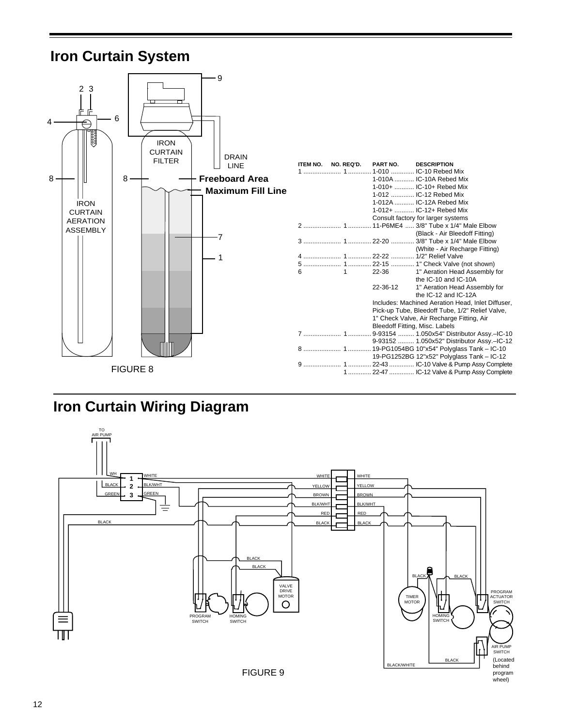# Iron Curtain System

FIGURE 8

| ITEM NO. | NO. REQ'D. | PART NO. | DESCRIPTION |
|---|---|---|---|
| 1 | 1 | 1-010 | IC-10 Rebed Mix |
| | | 1-010A | IC-10A Rebed Mix |
| | | 1-010+ | IC-10+ Rebed Mix |
| | | 1-012 | IC-12 Rebed Mix |
| | | 1-012A | IC-12A Rebed Mix |
| | | 1-012+ | IC-12+ Rebed Mix |
| | | Consult factory for larger systems | |
| 2 | 1 | 11-P6ME4 | 3/8" Tube x 1/4" Male Elbow (Black - Air Bleedoff Fitting) |
| 3 | 1 | 22-20 | 3/8" Tube x 1/4" Male Elbow (White - Air Recharge Fitting) |
| 4 | 1 | 22-22 | 1/2" Relief Valve |
| 5 | 1 | 22-15 | 1" Check Valve (not shown) |
| 6 | 1 | 22-36 | 1" Aeration Head Assembly for the IC-10 and IC-10A |
| | | 22-36-12 | 1" Aeration Head Assembly for the IC-12 and IC-12A |
| | | Includes: Machined Aeration Head, Inlet Diffuser, Pick-up Tube, Bleedoff Tube, 1/2" Relief Valve, 1" Check Valve, Air Recharge Fitting, Air Bleedoff Fitting, Misc. Labels | |
| 7 | 1 | 9-93154 | 1.050x54" Distributor Assy.–IC-10 |
| | | 9-93152 | 1.050x52" Distributor Assy.–IC-12 |
| 8 | 1 | 19-PG1054BG | 10"x54" Polyglass Tank – IC-10 |
| | | 19-PG1252BG | 12"x52" Polyglass Tank – IC-12 |
| 9 | 1 | 22-43 | IC-10 Valve & Pump Assy Complete |
| | 1 | 22-47 | IC-12 Valve & Pump Assy Complete |

# Iron Curtain Wiring Diagram

FIGURE 9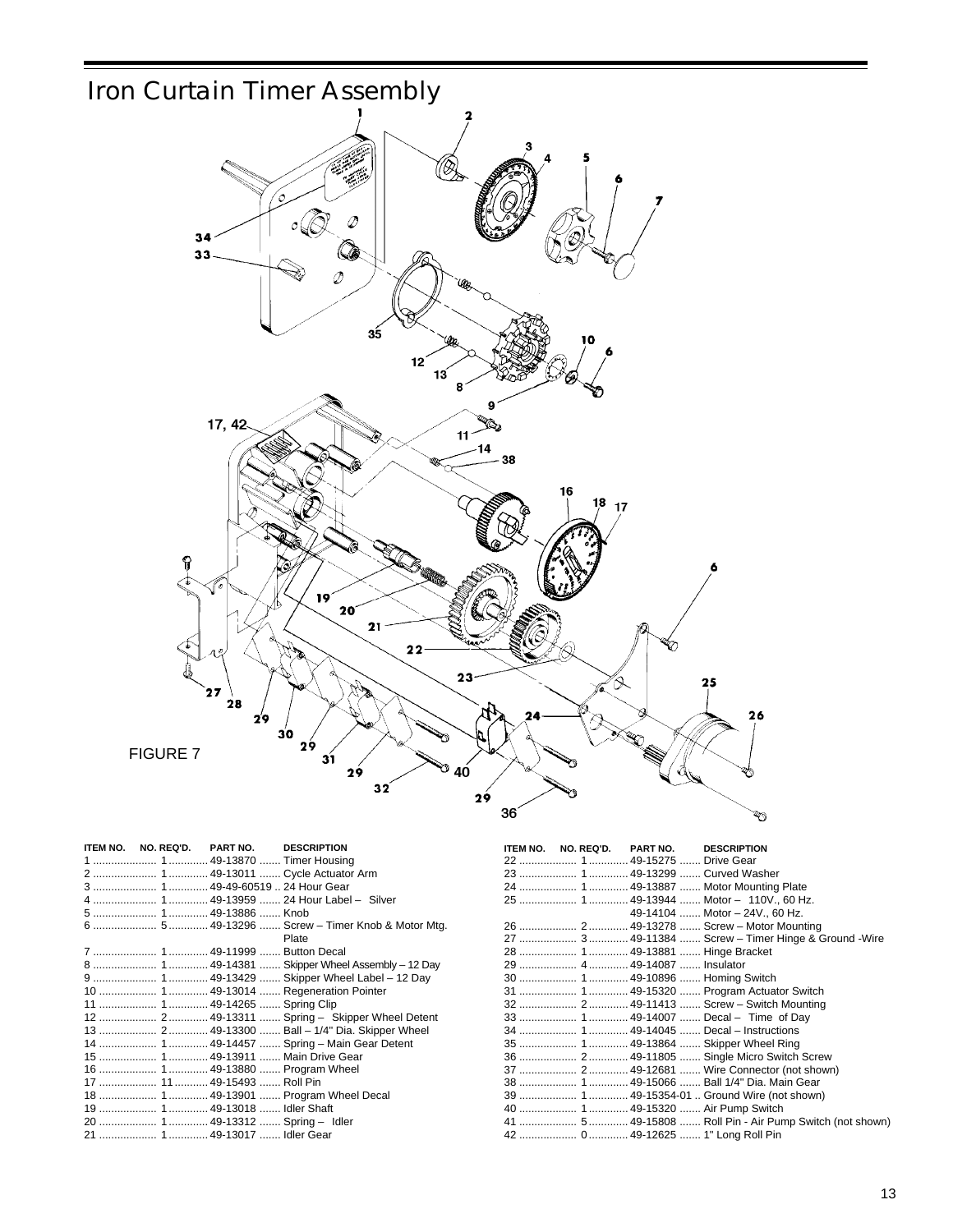# Iron Curtain Timer Assembly

FIGURE 7

| ITEM NO. | NO. REQ'D. | PART NO. | DESCRIPTION |
|---|---|---|---|
| 1 | 1 | 49-13870 | Timer Housing |
| 2 | 1 | 49-13011 | Cycle Actuator Arm |
| 3 | 1 | 49-49-60519 | 24 Hour Gear |
| 4 | 1 | 49-13959 | 24 Hour Label – Silver |
| 5 | 1 | 49-13886 | Knob |
| 6 | 5 | 49-13296 | Screw – Timer Knob & Motor Mtg. Plate |
| 7 | 1 | 49-11999 | Button Decal |
| 8 | 1 | 49-14381 | Skipper Wheel Assembly – 12 Day |
| 9 | 1 | 49-13429 | Skipper Wheel Label – 12 Day |
| 10 | 1 | 49-13014 | Regeneration Pointer |
| 11 | 1 | 49-14265 | Spring Clip |
| 12 | 2 | 49-13311 | Spring – Skipper Wheel Detent |
| 13 | 2 | 49-13300 | Ball – 1/4" Dia. Skipper Wheel |
| 14 | 1 | 49-14457 | Spring – Main Gear Detent |
| 15 | 1 | 49-13911 | Main Drive Gear |
| 16 | 1 | 49-13880 | Program Wheel |
| 17 | 11 | 49-15493 | Roll Pin |
| 18 | 1 | 49-13901 | Program Wheel Decal |
| 19 | 1 | 49-13018 | Idler Shaft |
| 20 | 1 | 49-13312 | Spring – Idler |
| 21 | 1 | 49-13017 | Idler Gear |
| 22 | 1 | 49-15275 | Drive Gear |
| 23 | 1 | 49-13299 | Curved Washer |
| 24 | 1 | 49-13887 | Motor Mounting Plate |
| 25 | 1 | 49-13944 | Motor – 110V., 60 Hz. |
| | | 49-14104 | Motor – 24V., 60 Hz. |
| 26 | 2 | 49-13278 | Screw – Motor Mounting |
| 27 | 3 | 49-11384 | Screw – Timer Hinge & Ground -Wire |
| 28 | 1 | 49-13881 | Hinge Bracket |
| 29 | 4 | 49-14087 | Insulator |
| 30 | 1 | 49-10896 | Homing Switch |
| 31 | 1 | 49-15320 | Program Actuator Switch |
| 32 | 2 | 49-11413 | Screw – Switch Mounting |
| 33 | 1 | 49-14007 | Decal – Time of Day |
| 34 | 1 | 49-14045 | Decal – Instructions |
| 35 | 1 | 49-13864 | Skipper Wheel Ring |
| 36 | 2 | 49-11805 | Single Micro Switch Screw |
| 37 | 2 | 49-12681 | Wire Connector (not shown) |
| 38 | 1 | 49-15066 | Ball 1/4" Dia. Main Gear |
| 39 | 1 | 49-15354-01 | Ground Wire (not shown) |
| 40 | 1 | 49-15320 | Air Pump Switch |
| 41 | 5 | 49-15808 | Roll Pin - Air Pump Switch (not shown) |
| 42 | 0 | 49-12625 | 1" Long Roll Pin |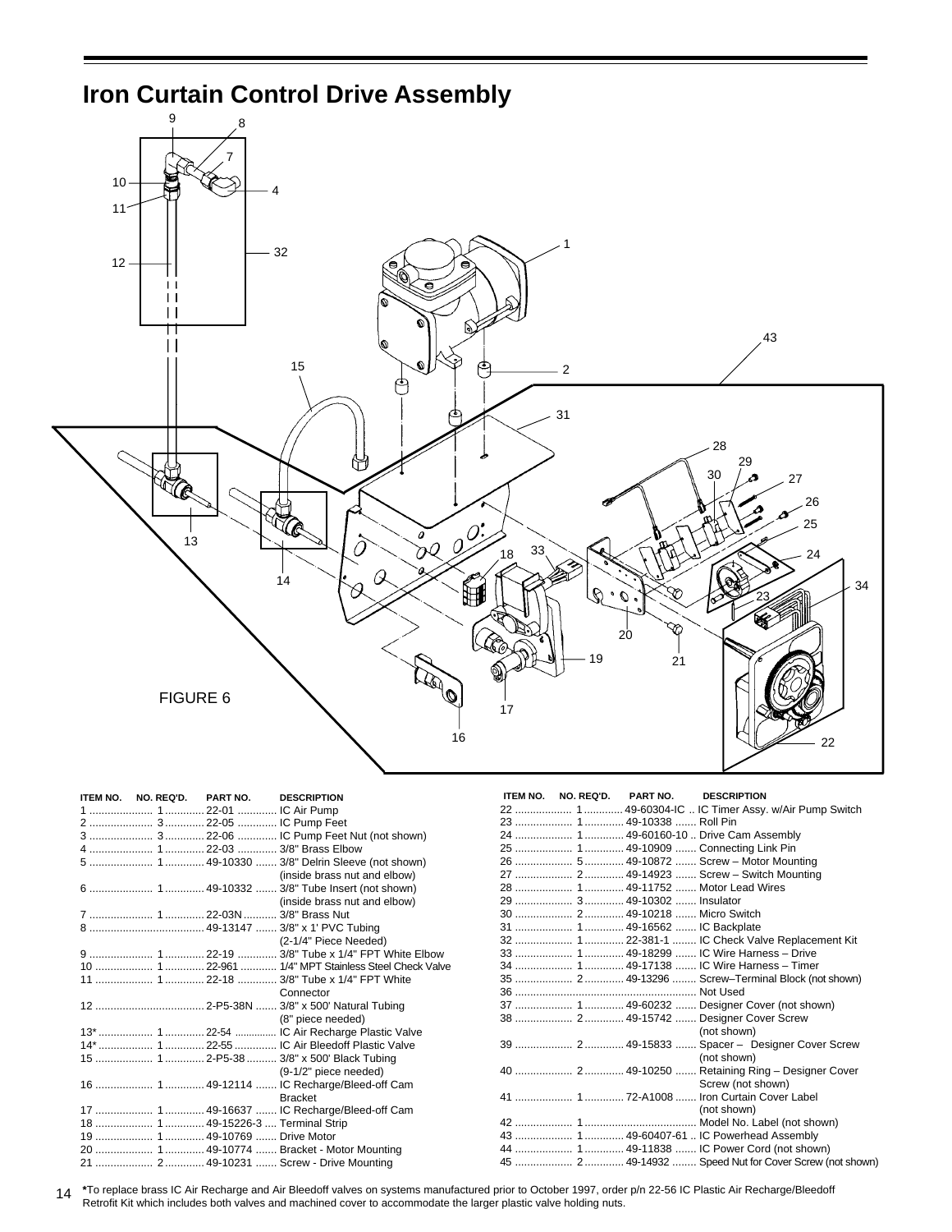# Iron Curtain Control Drive Assembly

FIGURE 6

| ITEM NO. | NO. REQ'D. | PART NO. | DESCRIPTION |
|---|---|---|---|
| 1 | 1 | 22-01 | IC Air Pump |
| 2 | 3 | 22-05 | IC Pump Feet |
| 3 | 3 | 22-06 | IC Pump Feet Nut (not shown) |
| 4 | 1 | 22-03 | 3/8" Brass Elbow |
| 5 | 1 | 49-10330 | 3/8" Delrin Sleeve (not shown) (inside brass nut and elbow) |
| 6 | 1 | 49-10332 | 3/8" Tube Insert (not shown) (inside brass nut and elbow) |
| 7 | 1 | 22-03N | 3/8" Brass Nut |
| 8 | | 49-13147 | 3/8" x 1' PVC Tubing (2-1/4" Piece Needed) |
| 9 | 1 | 22-19 | 3/8" Tube x 1/4" FPT White Elbow |
| 10 | 1 | 22-961 | 1/4" MPT Stainless Steel Check Valve |
| 11 | 1 | 22-18 | 3/8" Tube x 1/4" FPT White Connector |
| 12 | | 2-P5-38N | 3/8" x 500' Natural Tubing (8" piece needed) |
| 13* | 1 | 22-54 | IC Air Recharge Plastic Valve |
| 14* | 1 | 22-55 | IC Air Bleedoff Plastic Valve |
| 15 | 1 | 2-P5-38 | 3/8" x 500' Black Tubing (9-1/2" piece needed) |
| 16 | 1 | 49-12114 | IC Recharge/Bleed-off Cam Bracket |
| 17 | 1 | 49-16637 | IC Recharge/Bleed-off Cam |
| 18 | 1 | 49-15226-3 | Terminal Strip |
| 19 | 1 | 49-10769 | Drive Motor |
| 20 | 1 | 49-10774 | Bracket - Motor Mounting |
| 21 | 2 | 49-10231 | Screw - Drive Mounting |
| 22 | 1 | 49-60304-IC | IC Timer Assy. w/Air Pump Switch |
| 23 | 1 | 49-10338 | Roll Pin |
| 24 | 1 | 49-60160-10 | Drive Cam Assembly |
| 25 | 1 | 49-10909 | Connecting Link Pin |
| 26 | 5 | 49-10872 | Screw – Motor Mounting |
| 27 | 2 | 49-14923 | Screw – Switch Mounting |
| 28 | 1 | 49-11752 | Motor Lead Wires |
| 29 | 3 | 49-10302 | Insulator |
| 30 | 2 | 49-10218 | Micro Switch |
| 31 | 1 | 49-16562 | IC Backplate |
| 32 | 1 | 22-381-1 | IC Check Valve Replacement Kit |
| 33 | 1 | 49-18299 | IC Wire Harness – Drive |
| 34 | 1 | 49-17138 | IC Wire Harness – Timer |
| 35 | 2 | 49-13296 | Screw–Terminal Block (not shown) |
| 36 | | | Not Used |
| 37 | 1 | 49-60232 | Designer Cover (not shown) |
| 38 | 2 | 49-15742 | Designer Cover Screw (not shown) |
| 39 | 2 | 49-15833 | Spacer – Designer Cover Screw (not shown) |
| 40 | 2 | 49-10250 | Retaining Ring – Designer Cover Screw (not shown) |
| 41 | 1 | 72-A1008 | Iron Curtain Cover Label (not shown) |
| 42 | 1 | | Model No. Label (not shown) |
| 43 | 1 | 49-60407-61 | IC Powerhead Assembly |
| 44 | 1 | 49-11838 | IC Power Cord (not shown) |
| 45 | 2 | 49-14932 | Speed Nut for Cover Screw (not shown) |

*To replace brass IC Air Recharge and Air Bleedoff valves on systems manufactured prior to October 1997, order p/n 22-56 IC Plastic Air Recharge/Bleedoff Retrofit Kit which includes both valves and machined cover to accommodate the larger plastic valve holding nuts.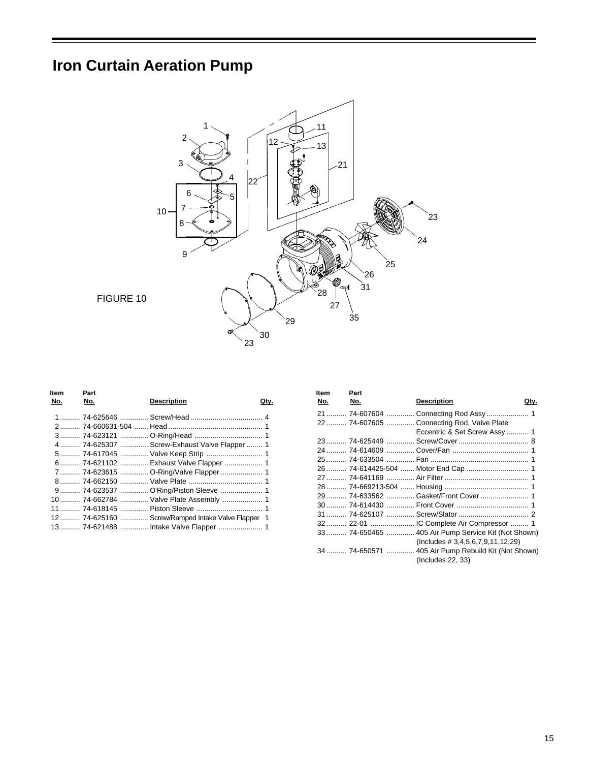# Iron Curtain Aeration Pump

FIGURE 10

| Item No. | Part No. | Description | Qty. |
|---|---|---|---|
| 1 | 74-625646 | Screw/Head | 4 |
| 2 | 74-660631-504 | Head | 1 |
| 3 | 74-623121 | O-Ring/Head | 1 |
| 4 | 74-625307 | Screw-Exhaust Valve Flapper | 1 |
| 5 | 74-617045 | Valve Keep Strip | 1 |
| 6 | 74-621102 | Exhaust Valve Flapper | 1 |
| 7 | 74-623615 | O-Ring/Valve Flapper | 1 |
| 8 | 74-662150 | Valve Plate | 1 |
| 9 | 74-623537 | O'Ring/Piston Sleeve | 1 |
| 10 | 74-662784 | Valve Plate Assembly | 1 |
| 11 | 74-618145 | Piston Sleeve | 1 |
| 12 | 74-625160 | Screw/Ramped Intake Valve Flapper | 1 |
| 13 | 74-621488 | Intake Valve Flapper | 1 |
| 21 | 74-607604 | Connecting Rod Assy | 1 |
| 22 | 74-607605 | Connecting Rod, Valve Plate Eccentric & Set Screw Assy | 1 |
| 23 | 74-625449 | Screw/Cover | 8 |
| 24 | 74-614609 | Cover/Fan | 1 |
| 25 | 74-633504 | Fan | 1 |
| 26 | 74-614425-504 | Motor End Cap | 1 |
| 27 | 74-641169 | Air Filter | 1 |
| 28 | 74-669213-504 | Housing | 1 |
| 29 | 74-633562 | Gasket/Front Cover | 1 |
| 30 | 74-614430 | Front Cover | 1 |
| 31 | 74-625107 | Screw/Slator | 2 |
| 32 | 22-01 | IC Complete Air Compressor | 1 |
| 33 | 74-650465 | 405 Air Pump Service Kit (Not Shown) (Includes # 3,4,5,6,7,9,11,12,29) | |
| 34 | 74-650571 | 405 Air Pump Rebuild Kit (Not Shown) (Includes 22, 33) | |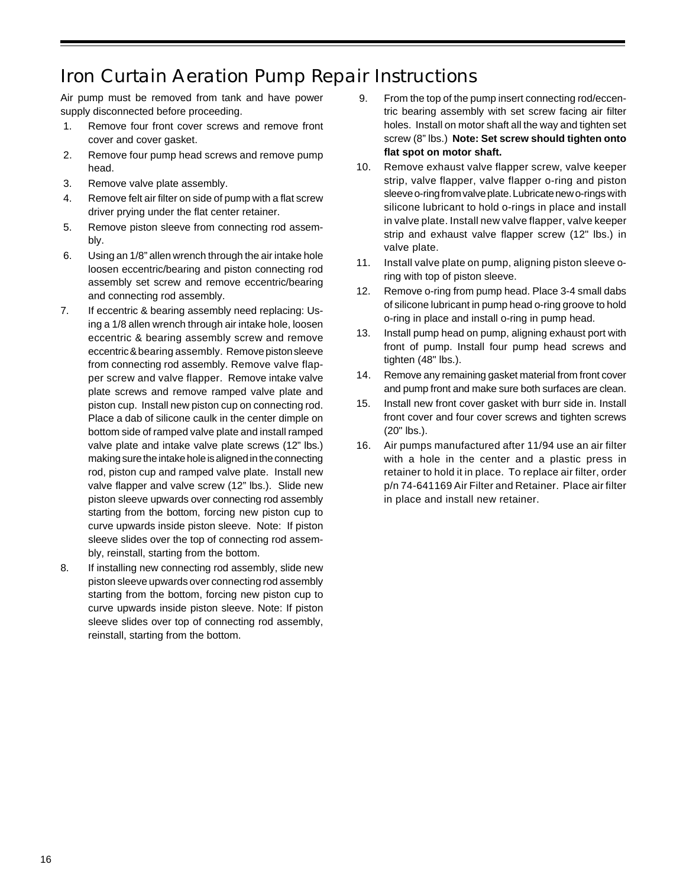# Iron Curtain Aeration Pump Repair Instructions

Air pump must be removed from tank and have power supply disconnected before proceeding.

1. Remove four front cover screws and remove front cover and cover gasket.
2. Remove four pump head screws and remove pump head.
3. Remove valve plate assembly.
4. Remove felt air filter on side of pump with a flat screw driver prying under the flat center retainer.
5. Remove piston sleeve from connecting rod assembly.
6. Using an 1/8" allen wrench through the air intake hole loosen eccentric/bearing and piston connecting rod assembly set screw and remove eccentric/bearing and connecting rod assembly.
7. If eccentric & bearing assembly need replacing: Using a 1/8 allen wrench through air intake hole, loosen eccentric & bearing assembly screw and remove eccentric & bearing assembly. Remove piston sleeve from connecting rod assembly. Remove valve flapper screw and valve flapper. Remove intake valve plate screws and remove ramped valve plate and piston cup. Install new piston cup on connecting rod. Place a dab of silicone caulk in the center dimple on bottom side of ramped valve plate and install ramped valve plate and intake valve plate screws (12" lbs.) making sure the intake hole is aligned in the connecting rod, piston cup and ramped valve plate. Install new valve flapper and valve screw (12" lbs.). Slide new piston sleeve upwards over connecting rod assembly starting from the bottom, forcing new piston cup to curve upwards inside piston sleeve. Note: If piston sleeve slides over the top of connecting rod assembly, reinstall, starting from the bottom.
8. If installing new connecting rod assembly, slide new piston sleeve upwards over connecting rod assembly starting from the bottom, forcing new piston cup to curve upwards inside piston sleeve. Note: If piston sleeve slides over top of connecting rod assembly, reinstall, starting from the bottom.
9. From the top of the pump insert connecting rod/eccentric bearing assembly with set screw facing air filter holes. Install on motor shaft all the way and tighten set screw (8" lbs.) **Note: Set screw should tighten onto flat spot on motor shaft.**
10. Remove exhaust valve flapper screw, valve keeper strip, valve flapper, valve flapper o-ring and piston sleeve o-ring from valve plate. Lubricate new o-rings with silicone lubricant to hold o-rings in place and install in valve plate. Install new valve flapper, valve keeper strip and exhaust valve flapper screw (12" lbs.) in valve plate.
11. Install valve plate on pump, aligning piston sleeve o-ring with top of piston sleeve.
12. Remove o-ring from pump head. Place 3-4 small dabs of silicone lubricant in pump head o-ring groove to hold o-ring in place and install o-ring in pump head.
13. Install pump head on pump, aligning exhaust port with front of pump. Install four pump head screws and tighten (48" lbs.).
14. Remove any remaining gasket material from front cover and pump front and make sure both surfaces are clean.
15. Install new front cover gasket with burr side in. Install front cover and four cover screws and tighten screws (20" lbs.).
16. Air pumps manufactured after 11/94 use an air filter with a hole in the center and a plastic press in retainer to hold it in place. To replace air filter, order p/n 74-641169 Air Filter and Retainer. Place air filter in place and install new retainer.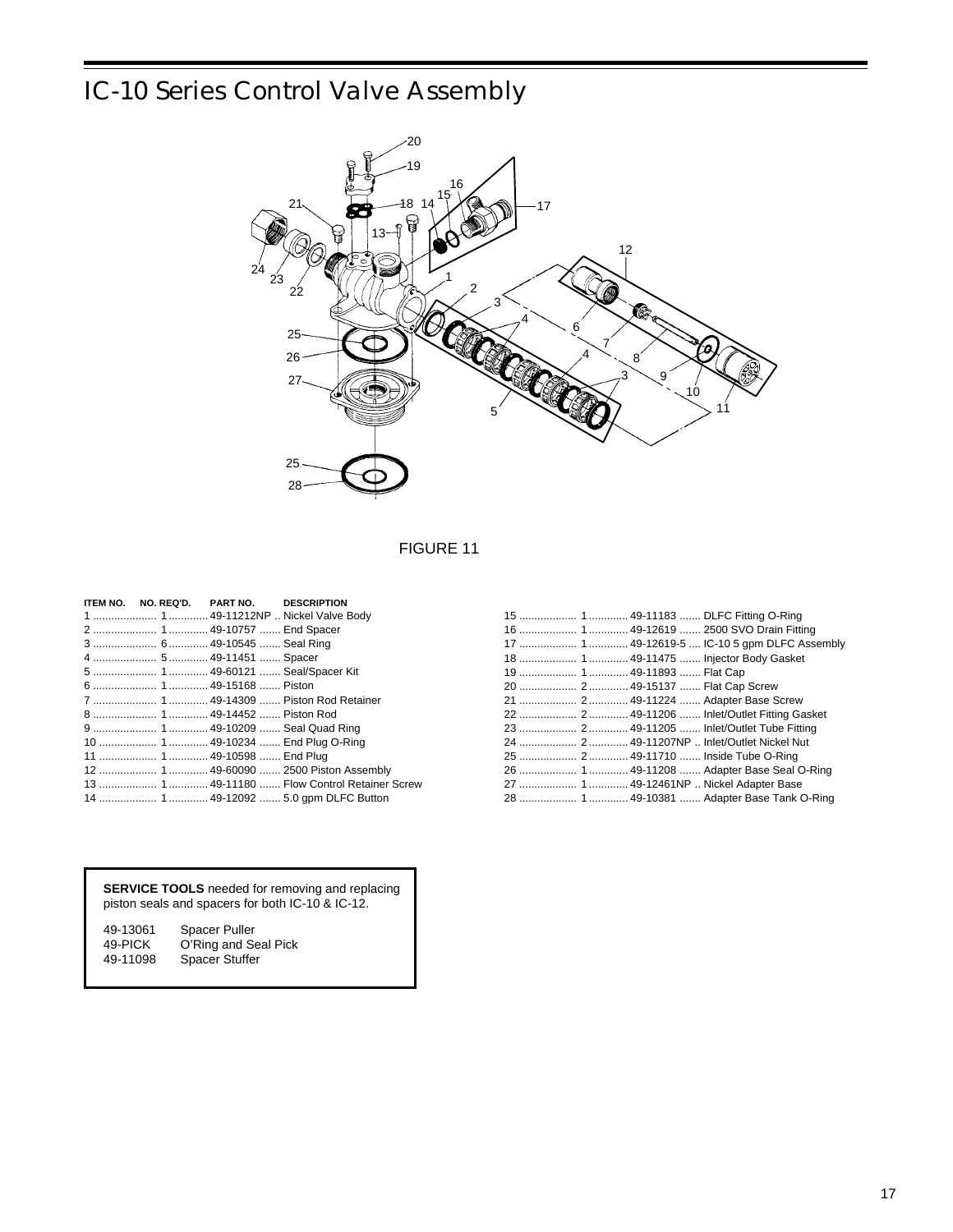# IC-10 Series Control Valve Assembly

FIGURE 11

| ITEM NO. | NO. REQ'D. | PART NO. | DESCRIPTION |
|---|---|---|---|
| 1 | 1 | 49-11212NP | Nickel Valve Body |
| 2 | 1 | 49-10757 | End Spacer |
| 3 | 6 | 49-10545 | Seal Ring |
| 4 | 5 | 49-11451 | Spacer |
| 5 | 1 | 49-60121 | Seal/Spacer Kit |
| 6 | 1 | 49-15168 | Piston |
| 7 | 1 | 49-14309 | Piston Rod Retainer |
| 8 | 1 | 49-14452 | Piston Rod |
| 9 | 1 | 49-10209 | Seal Quad Ring |
| 10 | 1 | 49-10234 | End Plug O-Ring |
| 11 | 1 | 49-10598 | End Plug |
| 12 | 1 | 49-60090 | 2500 Piston Assembly |
| 13 | 1 | 49-11180 | Flow Control Retainer Screw |
| 14 | 1 | 49-12092 | 5.0 gpm DLFC Button |
| 15 | 1 | 49-11183 | DLFC Fitting O-Ring |
| 16 | 1 | 49-12619 | 2500 SVO Drain Fitting |
| 17 | 1 | 49-12619-5 | IC-10 5 gpm DLFC Assembly |
| 18 | 1 | 49-11475 | Injector Body Gasket |
| 19 | 1 | 49-11893 | Flat Cap |
| 20 | 2 | 49-15137 | Flat Cap Screw |
| 21 | 2 | 49-11224 | Adapter Base Screw |
| 22 | 2 | 49-11206 | Inlet/Outlet Fitting Gasket |
| 23 | 2 | 49-11205 | Inlet/Outlet Tube Fitting |
| 24 | 2 | 49-11207NP | Inlet/Outlet Nickel Nut |
| 25 | 2 | 49-11710 | Inside Tube O-Ring |
| 26 | 1 | 49-11208 | Adapter Base Seal O-Ring |
| 27 | 1 | 49-12461NP | Nickel Adapter Base |
| 28 | 1 | 49-10381 | Adapter Base Tank O-Ring |

**SERVICE TOOLS** needed for removing and replacing piston seals and spacers for both IC-10 & IC-12.

| | |
|---|---|
| 49-13061 | Spacer Puller |
| 49-PICK | O'Ring and Seal Pick |
| 49-11098 | Spacer Stuffer |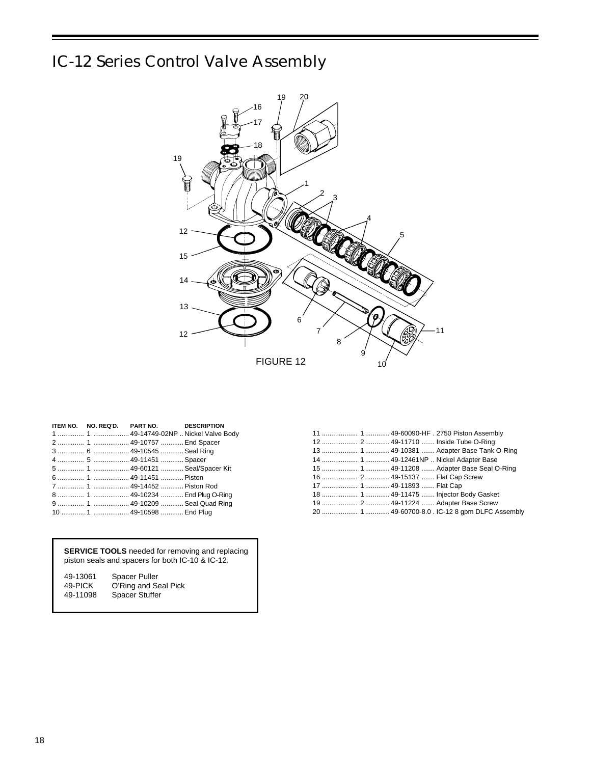# IC-12 Series Control Valve Assembly

FIGURE 12

| ITEM NO. | NO. REQ'D. | PART NO. | DESCRIPTION |
|---|---|---|---|
| 1 | 1 | 49-14749-02NP | Nickel Valve Body |
| 2 | 1 | 49-10757 | End Spacer |
| 3 | 6 | 49-10545 | Seal Ring |
| 4 | 5 | 49-11451 | Spacer |
| 5 | 1 | 49-60121 | Seal/Spacer Kit |
| 6 | 1 | 49-11451 | Piston |
| 7 | 1 | 49-14452 | Piston Rod |
| 8 | 1 | 49-10234 | End Plug O-Ring |
| 9 | 1 | 49-10209 | Seal Quad Ring |
| 10 | 1 | 49-10598 | End Plug |
| 11 | 1 | 49-60090-HF | 2750 Piston Assembly |
| 12 | 2 | 49-11710 | Inside Tube O-Ring |
| 13 | 1 | 49-10381 | Adapter Base Tank O-Ring |
| 14 | 1 | 49-12461NP | Nickel Adapter Base |
| 15 | 1 | 49-11208 | Adapter Base Seal O-Ring |
| 16 | 2 | 49-15137 | Flat Cap Screw |
| 17 | 1 | 49-11893 | Flat Cap |
| 18 | 1 | 49-11475 | Injector Body Gasket |
| 19 | 2 | 49-11224 | Adapter Base Screw |
| 20 | 1 | 49-60700-8.0 | IC-12 8 gpm DLFC Assembly |

**SERVICE TOOLS** needed for removing and replacing piston seals and spacers for both IC-10 & IC-12.

| | |
|---|---|
| 49-13061 | Spacer Puller |
| 49-PICK | O'Ring and Seal Pick |
| 49-11098 | Spacer Stuffer |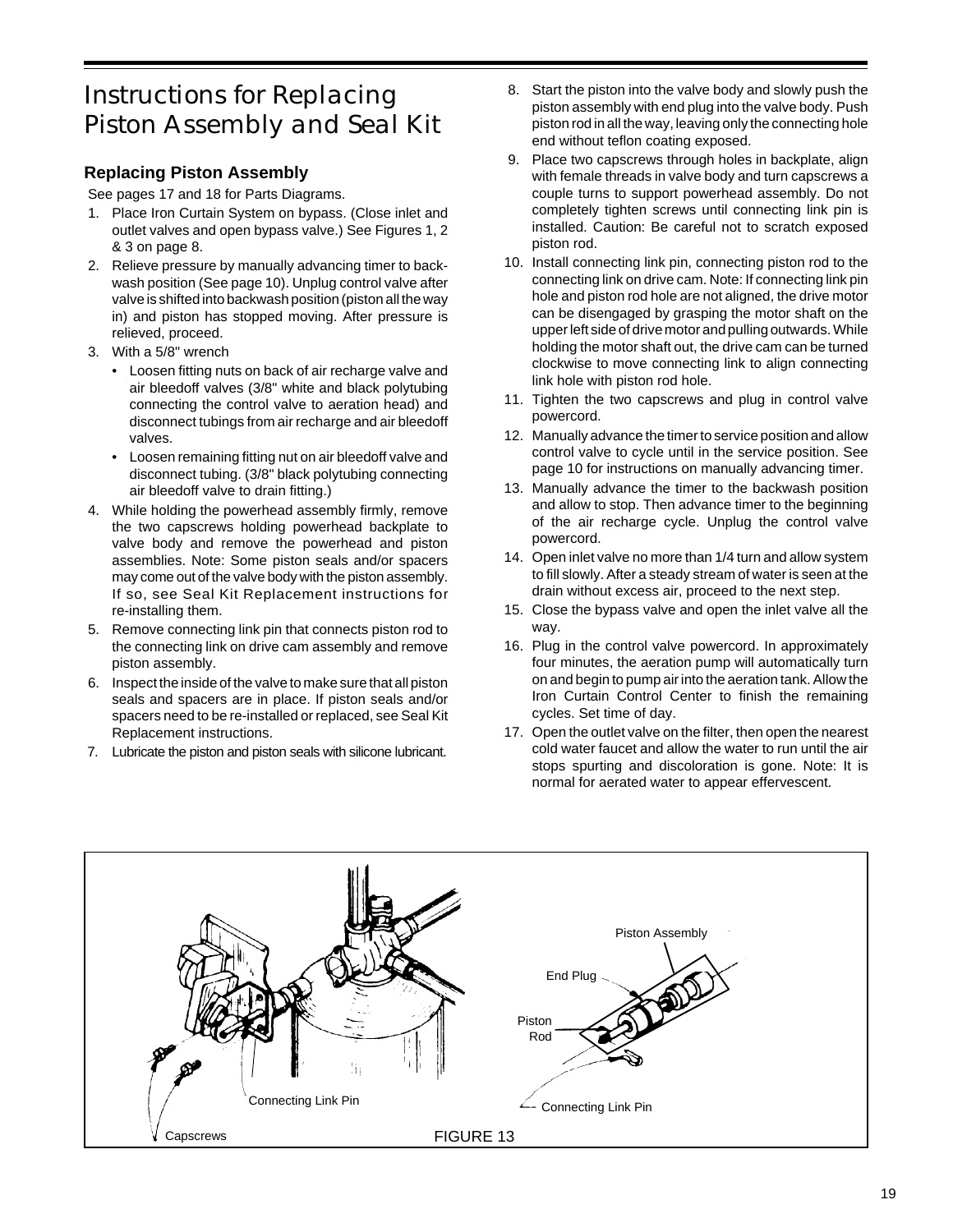# Instructions for Replacing Piston Assembly and Seal Kit

### Replacing Piston Assembly

See pages 17 and 18 for Parts Diagrams.

1. Place Iron Curtain System on bypass. (Close inlet and outlet valves and open bypass valve.) See Figures 1, 2 & 3 on page 8.
2. Relieve pressure by manually advancing timer to backwash position (See page 10). Unplug control valve after valve is shifted into backwash position (piston all the way in) and piston has stopped moving. After pressure is relieved, proceed.
3. With a 5/8" wrench
   - Loosen fitting nuts on back of air recharge valve and air bleedoff valves (3/8" white and black polytubing connecting the control valve to aeration head) and disconnect tubings from air recharge and air bleedoff valves.
   - Loosen remaining fitting nut on air bleedoff valve and disconnect tubing. (3/8" black polytubing connecting air bleedoff valve to drain fitting.)
4. While holding the powerhead assembly firmly, remove the two capscrews holding powerhead backplate to valve body and remove the powerhead and piston assemblies. Note: Some piston seals and/or spacers may come out of the valve body with the piston assembly. If so, see Seal Kit Replacement instructions for re-installing them.
5. Remove connecting link pin that connects piston rod to the connecting link on drive cam assembly and remove piston assembly.
6. Inspect the inside of the valve to make sure that all piston seals and spacers are in place. If piston seals and/or spacers need to be re-installed or replaced, see Seal Kit Replacement instructions.
7. Lubricate the piston and piston seals with silicone lubricant.
8. Start the piston into the valve body and slowly push the piston assembly with end plug into the valve body. Push piston rod in all the way, leaving only the connecting hole end without teflon coating exposed.
9. Place two capscrews through holes in backplate, align with female threads in valve body and turn capscrews a couple turns to support powerhead assembly. Do not completely tighten screws until connecting link pin is installed. Caution: Be careful not to scratch exposed piston rod.
10. Install connecting link pin, connecting piston rod to the connecting link on drive cam. Note: If connecting link pin hole and piston rod hole are not aligned, the drive motor can be disengaged by grasping the motor shaft on the upper left side of drive motor and pulling outwards. While holding the motor shaft out, the drive cam can be turned clockwise to move connecting link to align connecting link hole with piston rod hole.
11. Tighten the two capscrews and plug in control valve powercord.
12. Manually advance the timer to service position and allow control valve to cycle until in the service position. See page 10 for instructions on manually advancing timer.
13. Manually advance the timer to the backwash position and allow to stop. Then advance timer to the beginning of the air recharge cycle. Unplug the control valve powercord.
14. Open inlet valve no more than 1/4 turn and allow system to fill slowly. After a steady stream of water is seen at the drain without excess air, proceed to the next step.
15. Close the bypass valve and open the inlet valve all the way.
16. Plug in the control valve powercord. In approximately four minutes, the aeration pump will automatically turn on and begin to pump air into the aeration tank. Allow the Iron Curtain Control Center to finish the remaining cycles. Set time of day.
17. Open the outlet valve on the filter, then open the nearest cold water faucet and allow the water to run until the air stops spurting and discoloration is gone. Note: It is normal for aerated water to appear effervescent.

Piston Assembly
End Plug
Piston Rod
Connecting Link Pin
Capscrews

FIGURE 13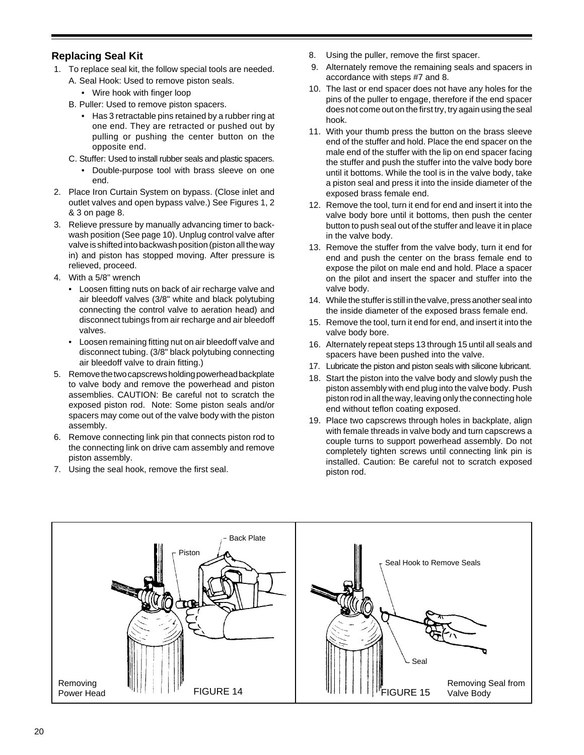## Replacing Seal Kit

1. To replace seal kit, the follow special tools are needed.
   A. Seal Hook: Used to remove piston seals.
      - Wire hook with finger loop
   
   B. Puller: Used to remove piston spacers.
      - Has 3 retractable pins retained by a rubber ring at one end. They are retracted or pushed out by pulling or pushing the center button on the opposite end.
   
   C. Stuffer: Used to install rubber seals and plastic spacers.
      - Double-purpose tool with brass sleeve on one end.
2. Place Iron Curtain System on bypass. (Close inlet and outlet valves and open bypass valve.) See Figures 1, 2 & 3 on page 8.
3. Relieve pressure by manually advancing timer to backwash position (See page 10). Unplug control valve after valve is shifted into backwash position (piston all the way in) and piston has stopped moving. After pressure is relieved, proceed.
4. With a 5/8" wrench
   - Loosen fitting nuts on back of air recharge valve and air bleedoff valves (3/8" white and black polytubing connecting the control valve to aeration head) and disconnect tubings from air recharge and air bleedoff valves.
   - Loosen remaining fitting nut on air bleedoff valve and disconnect tubing. (3/8" black polytubing connecting air bleedoff valve to drain fitting.)
5. Remove the two capscrews holding powerhead backplate to valve body and remove the powerhead and piston assemblies. CAUTION: Be careful not to scratch the exposed piston rod. Note: Some piston seals and/or spacers may come out of the valve body with the piston assembly.
6. Remove connecting link pin that connects piston rod to the connecting link on drive cam assembly and remove piston assembly.
7. Using the seal hook, remove the first seal.
8. Using the puller, remove the first spacer.
9. Alternately remove the remaining seals and spacers in accordance with steps #7 and 8.
10. The last or end spacer does not have any holes for the pins of the puller to engage, therefore if the end spacer does not come out on the first try, try again using the seal hook.
11. With your thumb press the button on the brass sleeve end of the stuffer and hold. Place the end spacer on the male end of the stuffer with the lip on end spacer facing the stuffer and push the stuffer into the valve body bore until it bottoms. While the tool is in the valve body, take a piston seal and press it into the inside diameter of the exposed brass female end.
12. Remove the tool, turn it end for end and insert it into the valve body bore until it bottoms, then push the center button to push seal out of the stuffer and leave it in place in the valve body.
13. Remove the stuffer from the valve body, turn it end for end and push the center on the brass female end to expose the pilot on male end and hold. Place a spacer on the pilot and insert the spacer and stuffer into the valve body.
14. While the stuffer is still in the valve, press another seal into the inside diameter of the exposed brass female end.
15. Remove the tool, turn it end for end, and insert it into the valve body bore.
16. Alternately repeat steps 13 through 15 until all seals and spacers have been pushed into the valve.
17. Lubricate the piston and piston seals with silicone lubricant.
18. Start the piston into the valve body and slowly push the piston assembly with end plug into the valve body. Push piston rod in all the way, leaving only the connecting hole end without teflon coating exposed.
19. Place two capscrews through holes in backplate, align with female threads in valve body and turn capscrews a couple turns to support powerhead assembly. Do not completely tighten screws until connecting link pin is installed. Caution: Be careful not to scratch exposed piston rod.

Back Plate

Piston

Removing Power Head

FIGURE 14

Seal Hook to Remove Seals

Seal

FIGURE 15

Removing Seal from Valve Body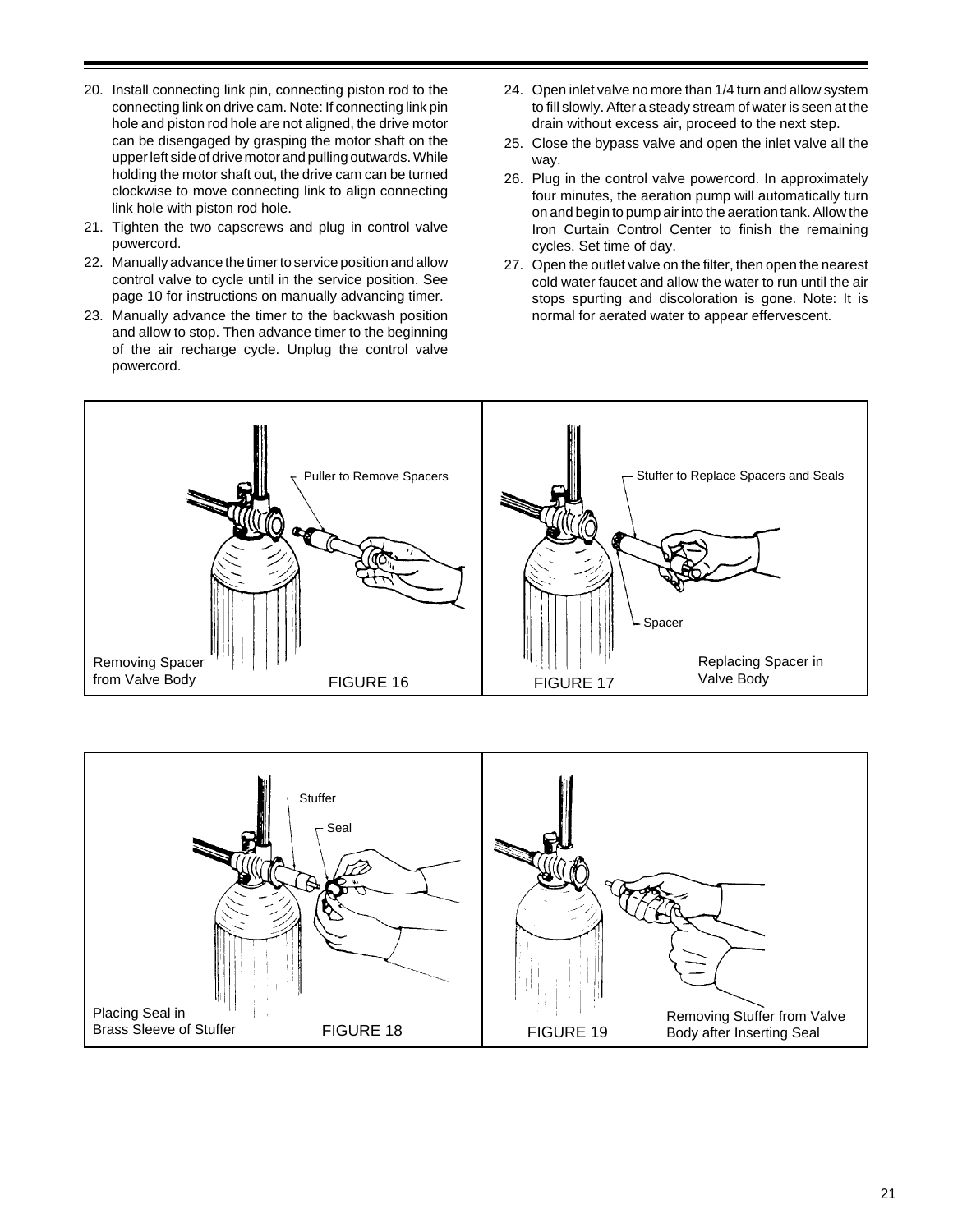20. Install connecting link pin, connecting piston rod to the connecting link on drive cam. Note: If connecting link pin hole and piston rod hole are not aligned, the drive motor can be disengaged by grasping the motor shaft on the upper left side of drive motor and pulling outwards. While holding the motor shaft out, the drive cam can be turned clockwise to move connecting link to align connecting link hole with piston rod hole.
21. Tighten the two capscrews and plug in control valve powercord.
22. Manually advance the timer to service position and allow control valve to cycle until in the service position. See page 10 for instructions on manually advancing timer.
23. Manually advance the timer to the backwash position and allow to stop. Then advance timer to the beginning of the air recharge cycle. Unplug the control valve powercord.
24. Open inlet valve no more than 1/4 turn and allow system to fill slowly. After a steady stream of water is seen at the drain without excess air, proceed to the next step.
25. Close the bypass valve and open the inlet valve all the way.
26. Plug in the control valve powercord. In approximately four minutes, the aeration pump will automatically turn on and begin to pump air into the aeration tank. Allow the Iron Curtain Control Center to finish the remaining cycles. Set time of day.
27. Open the outlet valve on the filter, then open the nearest cold water faucet and allow the water to run until the air stops spurting and discoloration is gone. Note: It is normal for aerated water to appear effervescent.

Puller to Remove Spacers

Removing Spacer from Valve Body

FIGURE 16

Stuffer to Replace Spacers and Seals

Spacer

Replacing Spacer in Valve Body

FIGURE 17

Stuffer

Seal

Placing Seal in Brass Sleeve of Stuffer

FIGURE 18

Removing Stuffer from Valve Body after Inserting Seal

FIGURE 19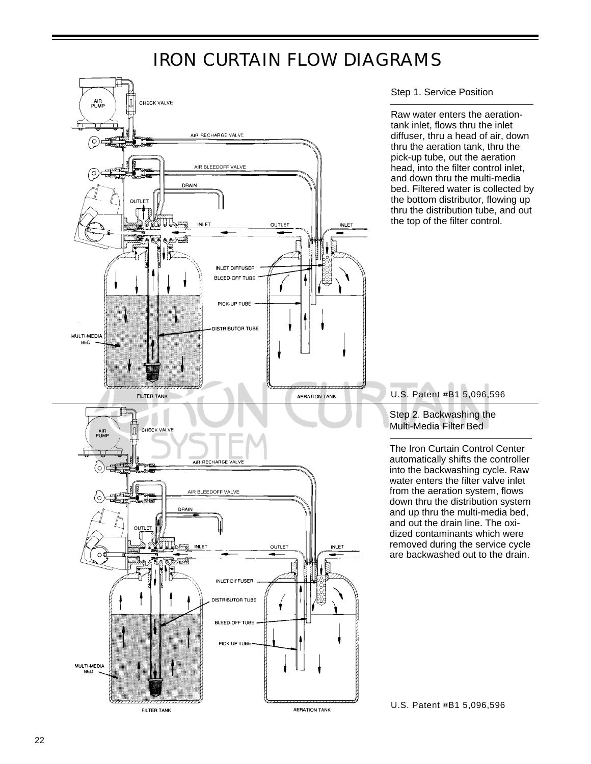# IRON CURTAIN FLOW DIAGRAMS

AIR PUMP

CHECK VALVE

AIR RECHARGE VALVE

AIR BLEEDOFF VALVE

DRAIN

OUTLET

INLET

OUTLET

INLET

INLET DIFFUSER

BLEED-OFF TUBE

PICK-UP TUBE

DISTRIBUTOR TUBE

MULTI-MEDIA BED

FILTER TANK

AERATION TANK

## Step 1. Service Position

Raw water enters the aeration-tank inlet, flows thru the inlet diffuser, thru a head of air, down thru the aeration tank, thru the pick-up tube, out the aeration head, into the filter control inlet, and down thru the multi-media bed. Filtered water is collected by the bottom distributor, flowing up thru the distribution tube, and out the top of the filter control.

U.S. Patent #B1 5,096,596

AIR PUMP

CHECK VALVE

AIR RECHARGE VALVE

AIR BLEEDOFF VALVE

DRAIN

OUTLET

INLET

OUTLET

INLET

INLET DIFFUSER

DISTRIBUTOR TUBE

BLEED-OFF TUBE

PICK-UP TUBE

MULTI-MEDIA BED

FILTER TANK

AERATION TANK

## Step 2. Backwashing the Multi-Media Filter Bed

The Iron Curtain Control Center automatically shifts the controller into the backwashing cycle. Raw water enters the filter valve inlet from the aeration system, flows down thru the distribution system and up thru the multi-media bed, and out the drain line. The oxidized contaminants which were removed during the service cycle are backwashed out to the drain.

U.S. Patent #B1 5,096,596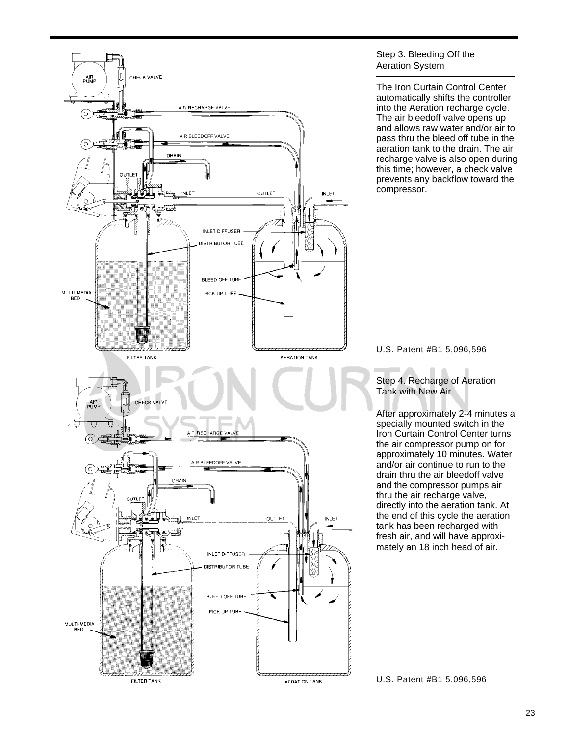## Step 3. Bleeding Off the Aeration System

The Iron Curtain Control Center automatically shifts the controller into the Aeration recharge cycle. The air bleedoff valve opens up and allows raw water and/or air to pass thru the bleed off tube in the aeration tank to the drain. The air recharge valve is also open during this time; however, a check valve prevents any backflow toward the compressor.

U.S. Patent #B1 5,096,596

## Step 4. Recharge of Aeration Tank with New Air

After approximately 2-4 minutes a specially mounted switch in the Iron Curtain Control Center turns the air compressor pump on for approximately 10 minutes. Water and/or air continue to run to the drain thru the air bleedoff valve and the compressor pumps air thru the air recharge valve, directly into the aeration tank. At the end of this cycle the aeration tank has been recharged with fresh air, and will have approximately an 18 inch head of air.

U.S. Patent #B1 5,096,596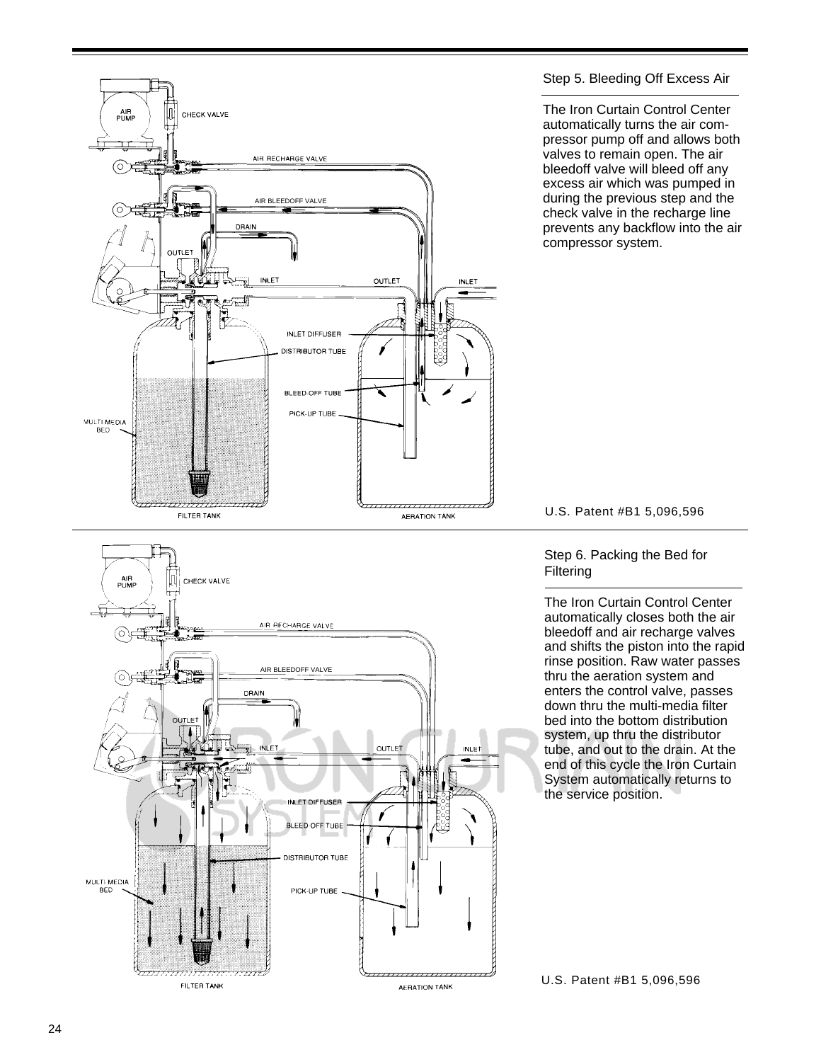Step 5. Bleeding Off Excess Air

The Iron Curtain Control Center automatically turns the air compressor pump off and allows both valves to remain open. The air bleedoff valve will bleed off any excess air which was pumped in during the previous step and the check valve in the recharge line prevents any backflow into the air compressor system.

U.S. Patent #B1 5,096,596

Step 6. Packing the Bed for Filtering

The Iron Curtain Control Center automatically closes both the air bleedoff and air recharge valves and shifts the piston into the rapid rinse position. Raw water passes thru the aeration system and enters the control valve, passes down thru the multi-media filter bed into the bottom distribution system, up thru the distributor tube, and out to the drain. At the end of this cycle the Iron Curtain System automatically returns to the service position.

U.S. Patent #B1 5,096,596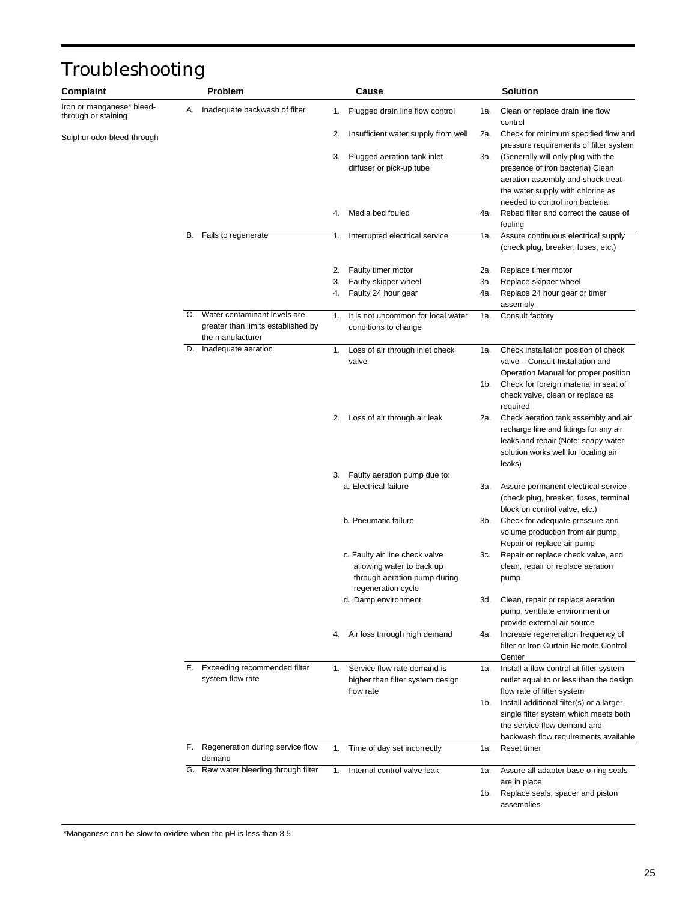# Troubleshooting

| Complaint | Problem | Cause | Solution |
|---|---|---|---|
| Iron or manganese* bleed-through or staining<br><br>Sulphur odor bleed-through | A. Inadequate backwash of filter | 1. Plugged drain line flow control | 1a. Clean or replace drain line flow control |
| | | 2. Insufficient water supply from well | 2a. Check for minimum specified flow and pressure requirements of filter system |
| | | 3. Plugged aeration tank inlet diffuser or pick-up tube | 3a. (Generally will only plug with the presence of iron bacteria) Clean aeration assembly and shock treat the water supply with chlorine as needed to control iron bacteria |
| | | 4. Media bed fouled | 4a. Rebed filter and correct the cause of fouling |
| | B. Fails to regenerate | 1. Interrupted electrical service | 1a. Assure continuous electrical supply (check plug, breaker, fuses, etc.) |
| | | 2. Faulty timer motor | 2a. Replace timer motor |
| | | 3. Faulty skipper wheel | 3a. Replace skipper wheel |
| | | 4. Faulty 24 hour gear | 4a. Replace 24 hour gear or timer assembly |
| | C. Water contaminant levels are greater than limits established by the manufacturer | 1. It is not uncommon for local water conditions to change | 1a. Consult factory |
| | D. Inadequate aeration | 1. Loss of air through inlet check valve | 1a. Check installation position of check valve – Consult Installation and Operation Manual for proper position |
| | | | 1b. Check for foreign material in seat of check valve, clean or replace as required |
| | | 2. Loss of air through air leak | 2a. Check aeration tank assembly and air recharge line and fittings for any air leaks and repair (Note: soapy water solution works well for locating air leaks) |
| | | 3. Faulty aeration pump due to:<br>a. Electrical failure | 3a. Assure permanent electrical service (check plug, breaker, fuses, terminal block on control valve, etc.) |
| | | b. Pneumatic failure | 3b. Check for adequate pressure and volume production from air pump. Repair or replace air pump |
| | | c. Faulty air line check valve allowing water to back up through aeration pump during regeneration cycle | 3c. Repair or replace check valve, and clean, repair or replace aeration pump |
| | | d. Damp environment | 3d. Clean, repair or replace aeration pump, ventilate environment or provide external air source |
| | | 4. Air loss through high demand | 4a. Increase regeneration frequency of filter or Iron Curtain Remote Control Center |
| | E. Exceeding recommended filter system flow rate | 1. Service flow rate demand is higher than filter system design flow rate | 1a. Install a flow control at filter system outlet equal to or less than the design flow rate of filter system |
| | | | 1b. Install additional filter(s) or a larger single filter system which meets both the service flow demand and backwash flow requirements available |
| | F. Regeneration during service flow demand | 1. Time of day set incorrectly | 1a. Reset timer |
| | G. Raw water bleeding through filter | 1. Internal control valve leak | 1a. Assure all adapter base o-ring seals are in place |
| | | | 1b. Replace seals, spacer and piston assemblies |

*Manganese can be slow to oxidize when the pH is less than 8.5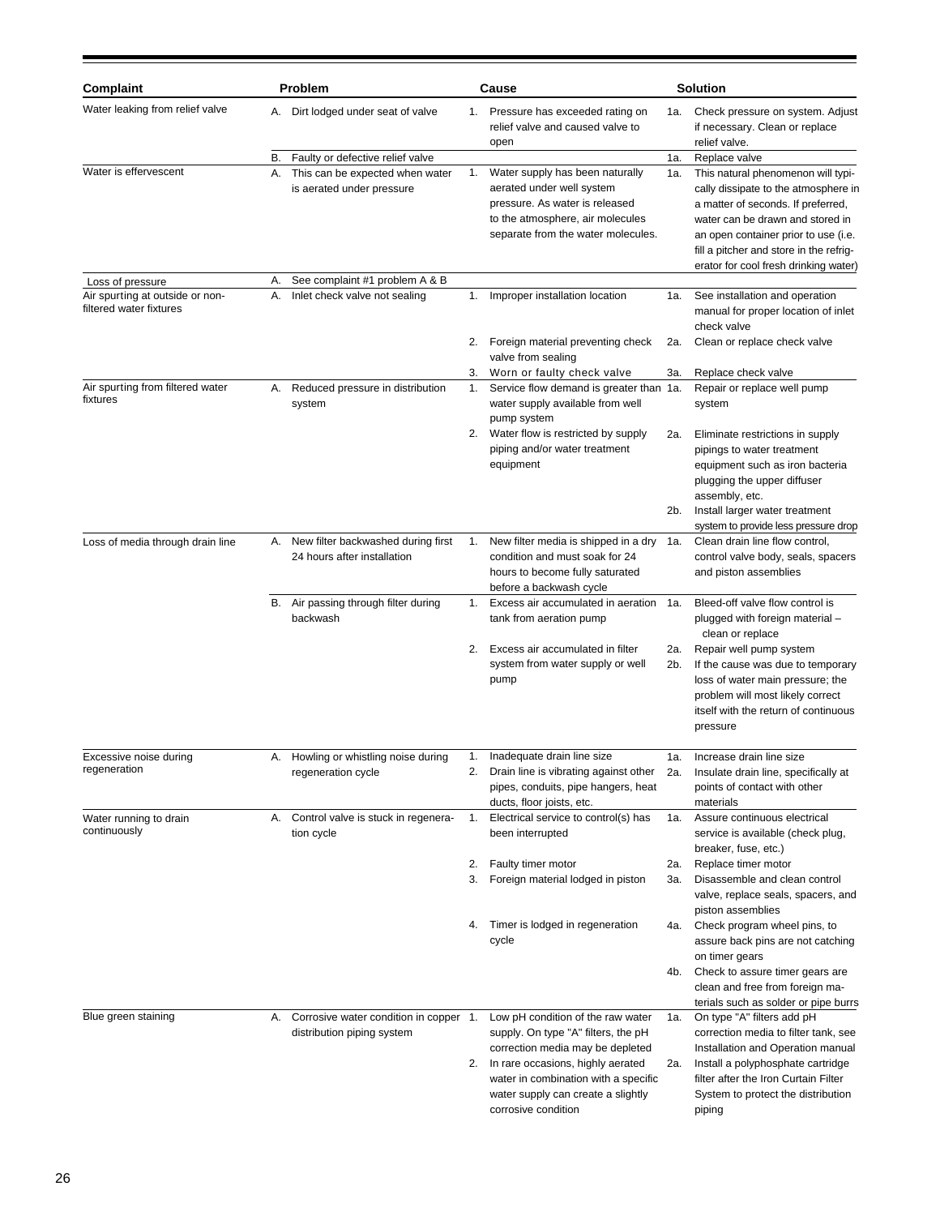| Complaint | Problem | Cause | Solution |
|---|---|---|---|
| Water leaking from relief valve | A. Dirt lodged under seat of valve | 1. Pressure has exceeded rating on relief valve and caused valve to open | 1a. Check pressure on system. Adjust if necessary. Clean or replace relief valve. |
| | B. Faulty or defective relief valve | | 1a. Replace valve |
| Water is effervescent | A. This can be expected when water is aerated under pressure | 1. Water supply has been naturally aerated under well system pressure. As water is released to the atmosphere, air molecules separate from the water molecules. | 1a. This natural phenomenon will typically dissipate to the atmosphere in a matter of seconds. If preferred, water can be drawn and stored in an open container prior to use (i.e. fill a pitcher and store in the refrigerator for cool fresh drinking water) |
| Loss of pressure | A. See complaint #1 problem A & B | | |
| Air spurting at outside or non-filtered water fixtures | A. Inlet check valve not sealing | 1. Improper installation location | 1a. See installation and operation manual for proper location of inlet check valve |
| | | 2. Foreign material preventing check valve from sealing | 2a. Clean or replace check valve |
| | | 3. Worn or faulty check valve | 3a. Replace check valve |
| Air spurting from filtered water fixtures | A. Reduced pressure in distribution system | 1. Service flow demand is greater than water supply available from well pump system | 1a. Repair or replace well pump system |
| | | 2. Water flow is restricted by supply piping and/or water treatment equipment | 2a. Eliminate restrictions in supply pipings to water treatment equipment such as iron bacteria plugging the upper diffuser assembly, etc. |
| | | | 2b. Install larger water treatment system to provide less pressure drop |
| Loss of media through drain line | A. New filter backwashed during first 24 hours after installation | 1. New filter media is shipped in a dry condition and must soak for 24 hours to become fully saturated before a backwash cycle | 1a. Clean drain line flow control, control valve body, seals, spacers and piston assemblies |
| | B. Air passing through filter during backwash | 1. Excess air accumulated in aeration tank from aeration pump | 1a. Bleed-off valve flow control is plugged with foreign material – clean or replace |
| | | 2. Excess air accumulated in filter system from water supply or well pump | 2a. Repair well pump system |
| | | | 2b. If the cause was due to temporary loss of water main pressure; the problem will most likely correct itself with the return of continuous pressure |
| Excessive noise during regeneration | A. Howling or whistling noise during regeneration cycle | 1. Inadequate drain line size | 1a. Increase drain line size |
| | | 2. Drain line is vibrating against other pipes, conduits, pipe hangers, heat ducts, floor joists, etc. | 2a. Insulate drain line, specifically at points of contact with other materials |
| Water running to drain continuously | A. Control valve is stuck in regeneration cycle | 1. Electrical service to control(s) has been interrupted | 1a. Assure continuous electrical service is available (check plug, breaker, fuse, etc.) |
| | | 2. Faulty timer motor | 2a. Replace timer motor |
| | | 3. Foreign material lodged in piston | 3a. Disassemble and clean control valve, replace seals, spacers, and piston assemblies |
| | | 4. Timer is lodged in regeneration cycle | 4a. Check program wheel pins, to assure back pins are not catching on timer gears |
| | | | 4b. Check to assure timer gears are clean and free from foreign materials such as solder or pipe burrs |
| Blue green staining | A. Corrosive water condition in copper distribution piping system | 1. Low pH condition of the raw water supply. On type "A" filters, the pH correction media may be depleted | 1a. On type "A" filters add pH correction media to filter tank, see Installation and Operation manual |
| | | 2. In rare occasions, highly aerated water in combination with a specific water supply can create a slightly corrosive condition | 2a. Install a polyphosphate cartridge filter after the Iron Curtain Filter System to protect the distribution piping |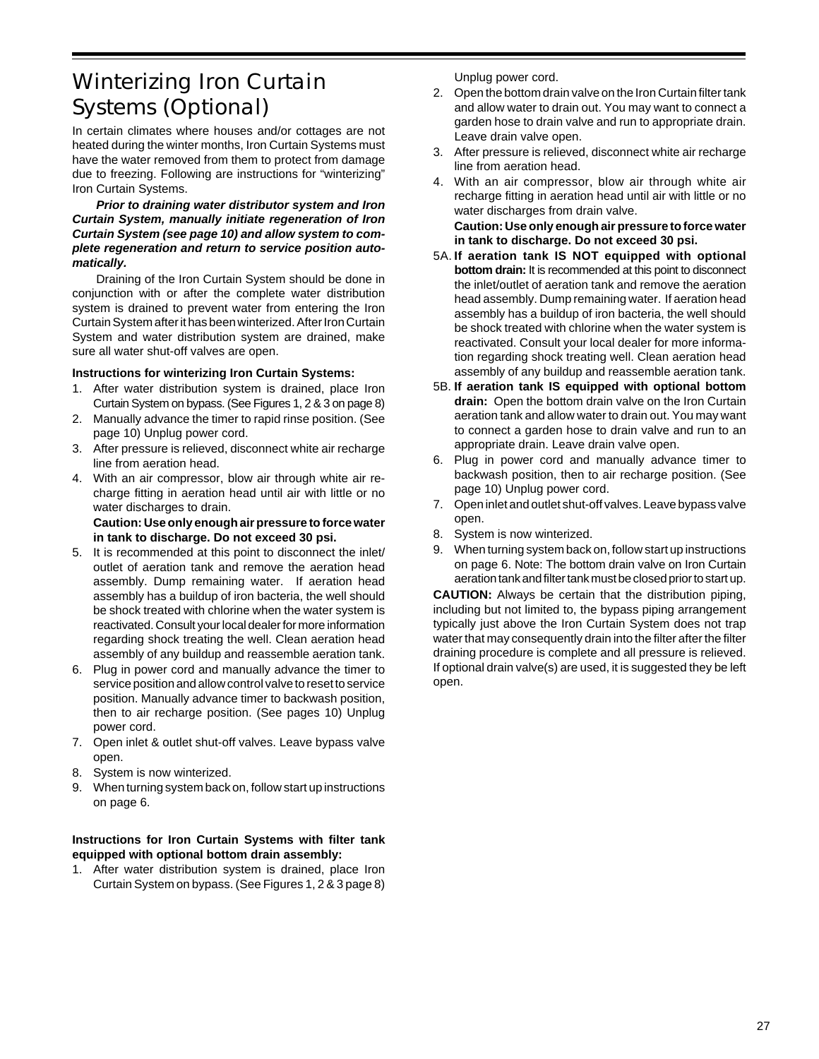# Winterizing Iron Curtain Systems (Optional)

In certain climates where houses and/or cottages are not heated during the winter months, Iron Curtain Systems must have the water removed from them to protect from damage due to freezing. Following are instructions for "winterizing" Iron Curtain Systems.

***Prior to draining water distributor system and Iron Curtain System, manually initiate regeneration of Iron Curtain System (see page 10) and allow system to complete regeneration and return to service position automatically.***

Draining of the Iron Curtain System should be done in conjunction with or after the complete water distribution system is drained to prevent water from entering the Iron Curtain System after it has been winterized. After Iron Curtain System and water distribution system are drained, make sure all water shut-off valves are open.

**Instructions for winterizing Iron Curtain Systems:**

1. After water distribution system is drained, place Iron Curtain System on bypass. (See Figures 1, 2 & 3 on page 8)
2. Manually advance the timer to rapid rinse position. (See page 10) Unplug power cord.
3. After pressure is relieved, disconnect white air recharge line from aeration head.
4. With an air compressor, blow air through white air recharge fitting in aeration head until air with little or no water discharges to drain.

   **Caution: Use only enough air pressure to force water in tank to discharge. Do not exceed 30 psi.**
5. It is recommended at this point to disconnect the inlet/outlet of aeration tank and remove the aeration head assembly. Dump remaining water. If aeration head assembly has a buildup of iron bacteria, the well should be shock treated with chlorine when the water system is reactivated. Consult your local dealer for more information regarding shock treating the well. Clean aeration head assembly of any buildup and reassemble aeration tank.
6. Plug in power cord and manually advance the timer to service position and allow control valve to reset to service position. Manually advance timer to backwash position, then to air recharge position. (See pages 10) Unplug power cord.
7. Open inlet & outlet shut-off valves. Leave bypass valve open.
8. System is now winterized.
9. When turning system back on, follow start up instructions on page 6.

**Instructions for Iron Curtain Systems with filter tank equipped with optional bottom drain assembly:**

1. After water distribution system is drained, place Iron Curtain System on bypass. (See Figures 1, 2 & 3 page 8) Unplug power cord.
2. Open the bottom drain valve on the Iron Curtain filter tank and allow water to drain out. You may want to connect a garden hose to drain valve and run to appropriate drain. Leave drain valve open.
3. After pressure is relieved, disconnect white air recharge line from aeration head.
4. With an air compressor, blow air through white air recharge fitting in aeration head until air with little or no water discharges from drain valve.

   **Caution: Use only enough air pressure to force water in tank to discharge. Do not exceed 30 psi.**

5A. **If aeration tank IS NOT equipped with optional bottom drain:** It is recommended at this point to disconnect the inlet/outlet of aeration tank and remove the aeration head assembly. Dump remaining water. If aeration head assembly has a buildup of iron bacteria, the well should be shock treated with chlorine when the water system is reactivated. Consult your local dealer for more information regarding shock treating well. Clean aeration head assembly of any buildup and reassemble aeration tank.

5B. **If aeration tank IS equipped with optional bottom drain:** Open the bottom drain valve on the Iron Curtain aeration tank and allow water to drain out. You may want to connect a garden hose to drain valve and run to an appropriate drain. Leave drain valve open.

6. Plug in power cord and manually advance timer to backwash position, then to air recharge position. (See page 10) Unplug power cord.
7. Open inlet and outlet shut-off valves. Leave bypass valve open.
8. System is now winterized.
9. When turning system back on, follow start up instructions on page 6. Note: The bottom drain valve on Iron Curtain aeration tank and filter tank must be closed prior to start up.

**CAUTION:** Always be certain that the distribution piping, including but not limited to, the bypass piping arrangement typically just above the Iron Curtain System does not trap water that may consequently drain into the filter after the filter draining procedure is complete and all pressure is relieved. If optional drain valve(s) are used, it is suggested they be left open.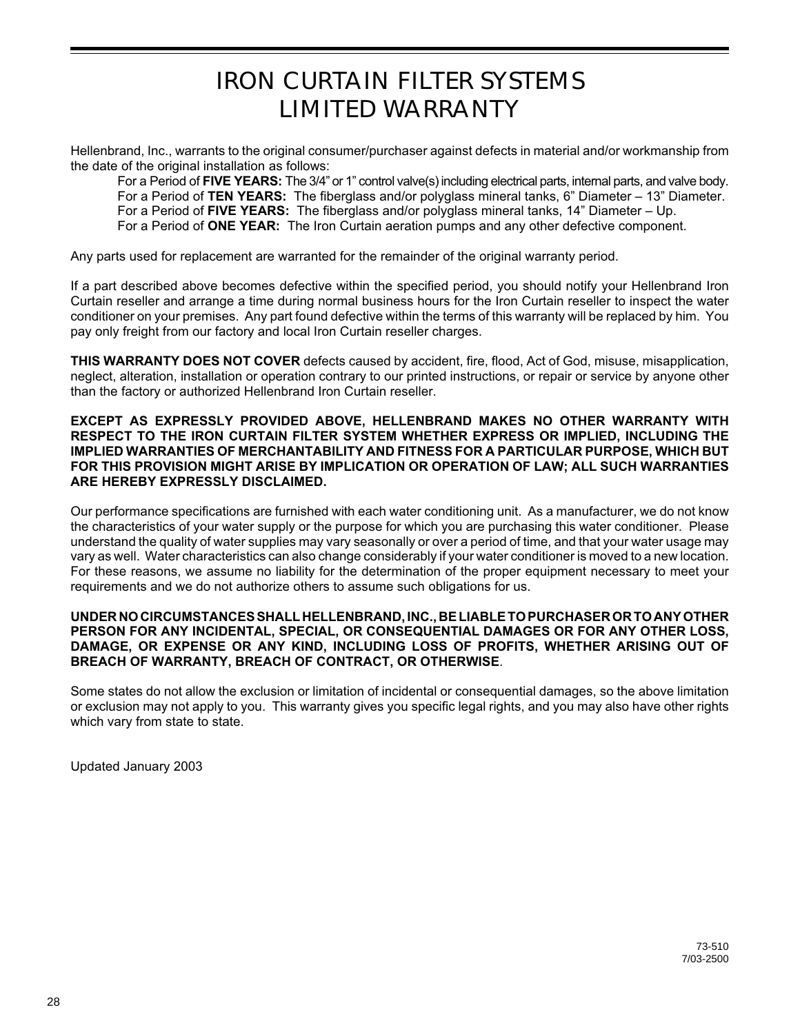# IRON CURTAIN FILTER SYSTEMS
# LIMITED WARRANTY

Hellenbrand, Inc., warrants to the original consumer/purchaser against defects in material and/or workmanship from the date of the original installation as follows:

For a Period of **FIVE YEARS:** The 3/4" or 1" control valve(s) including electrical parts, internal parts, and valve body.
For a Period of **TEN YEARS:** The fiberglass and/or polyglass mineral tanks, 6" Diameter – 13" Diameter.
For a Period of **FIVE YEARS:** The fiberglass and/or polyglass mineral tanks, 14" Diameter – Up.
For a Period of **ONE YEAR:** The Iron Curtain aeration pumps and any other defective component.

Any parts used for replacement are warranted for the remainder of the original warranty period.

If a part described above becomes defective within the specified period, you should notify your Hellenbrand Iron Curtain reseller and arrange a time during normal business hours for the Iron Curtain reseller to inspect the water conditioner on your premises. Any part found defective within the terms of this warranty will be replaced by him. You pay only freight from our factory and local Iron Curtain reseller charges.

**THIS WARRANTY DOES NOT COVER** defects caused by accident, fire, flood, Act of God, misuse, misapplication, neglect, alteration, installation or operation contrary to our printed instructions, or repair or service by anyone other than the factory or authorized Hellenbrand Iron Curtain reseller.

**EXCEPT AS EXPRESSLY PROVIDED ABOVE, HELLENBRAND MAKES NO OTHER WARRANTY WITH RESPECT TO THE IRON CURTAIN FILTER SYSTEM WHETHER EXPRESS OR IMPLIED, INCLUDING THE IMPLIED WARRANTIES OF MERCHANTABILITY AND FITNESS FOR A PARTICULAR PURPOSE, WHICH BUT FOR THIS PROVISION MIGHT ARISE BY IMPLICATION OR OPERATION OF LAW; ALL SUCH WARRANTIES ARE HEREBY EXPRESSLY DISCLAIMED.**

Our performance specifications are furnished with each water conditioning unit. As a manufacturer, we do not know the characteristics of your water supply or the purpose for which you are purchasing this water conditioner. Please understand the quality of water supplies may vary seasonally or over a period of time, and that your water usage may vary as well. Water characteristics can also change considerably if your water conditioner is moved to a new location. For these reasons, we assume no liability for the determination of the proper equipment necessary to meet your requirements and we do not authorize others to assume such obligations for us.

**UNDER NO CIRCUMSTANCES SHALL HELLENBRAND, INC., BE LIABLE TO PURCHASER OR TO ANY OTHER PERSON FOR ANY INCIDENTAL, SPECIAL, OR CONSEQUENTIAL DAMAGES OR FOR ANY OTHER LOSS, DAMAGE, OR EXPENSE OR ANY KIND, INCLUDING LOSS OF PROFITS, WHETHER ARISING OUT OF BREACH OF WARRANTY, BREACH OF CONTRACT, OR OTHERWISE**.

Some states do not allow the exclusion or limitation of incidental or consequential damages, so the above limitation or exclusion may not apply to you. This warranty gives you specific legal rights, and you may also have other rights which vary from state to state.

Updated January 2003

73-510
7/03-2500